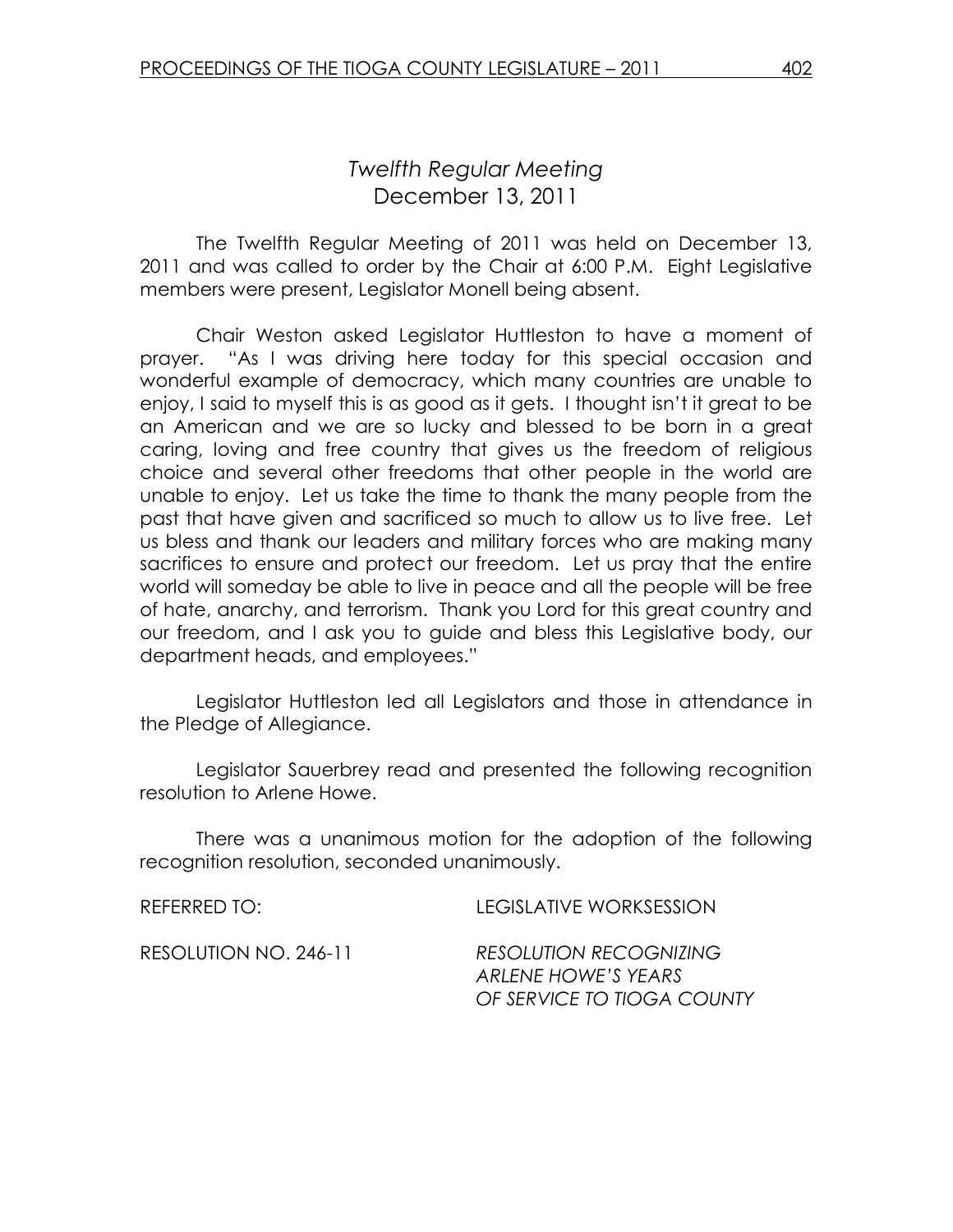# *Twelfth Regular Meeting*
## December 13, 2011

The Twelfth Regular Meeting of 2011 was held on December 13, 2011 and was called to order by the Chair at 6:00 P.M. Eight Legislative members were present, Legislator Monell being absent.

Chair Weston asked Legislator Huttleston to have a moment of prayer. "As I was driving here today for this special occasion and wonderful example of democracy, which many countries are unable to enjoy, I said to myself this is as good as it gets. I thought isn't it great to be an American and we are so lucky and blessed to be born in a great caring, loving and free country that gives us the freedom of religious choice and several other freedoms that other people in the world are unable to enjoy. Let us take the time to thank the many people from the past that have given and sacrificed so much to allow us to live free. Let us bless and thank our leaders and military forces who are making many sacrifices to ensure and protect our freedom. Let us pray that the entire world will someday be able to live in peace and all the people will be free of hate, anarchy, and terrorism. Thank you Lord for this great country and our freedom, and I ask you to guide and bless this Legislative body, our department heads, and employees."

Legislator Huttleston led all Legislators and those in attendance in the Pledge of Allegiance.

Legislator Sauerbrey read and presented the following recognition resolution to Arlene Howe.

There was a unanimous motion for the adoption of the following recognition resolution, seconded unanimously.

REFERRED TO: LEGISLATIVE WORKSESSION

RESOLUTION NO. 246-11 *RESOLUTION RECOGNIZING ARLENE HOWE'S YEARS OF SERVICE TO TIOGA COUNTY*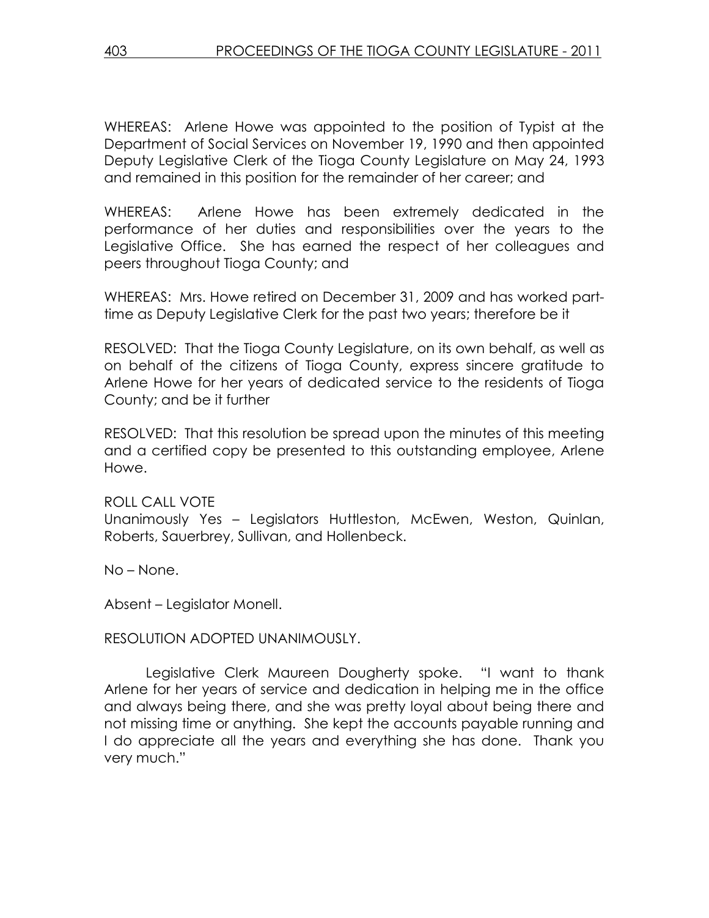WHEREAS: Arlene Howe was appointed to the position of Typist at the Department of Social Services on November 19, 1990 and then appointed Deputy Legislative Clerk of the Tioga County Legislature on May 24, 1993 and remained in this position for the remainder of her career; and

WHEREAS: Arlene Howe has been extremely dedicated in the performance of her duties and responsibilities over the years to the Legislative Office. She has earned the respect of her colleagues and peers throughout Tioga County; and

WHEREAS: Mrs. Howe retired on December 31, 2009 and has worked part-time as Deputy Legislative Clerk for the past two years; therefore be it

RESOLVED: That the Tioga County Legislature, on its own behalf, as well as on behalf of the citizens of Tioga County, express sincere gratitude to Arlene Howe for her years of dedicated service to the residents of Tioga County; and be it further

RESOLVED: That this resolution be spread upon the minutes of this meeting and a certified copy be presented to this outstanding employee, Arlene Howe.

ROLL CALL VOTE
Unanimously Yes – Legislators Huttleston, McEwen, Weston, Quinlan, Roberts, Sauerbrey, Sullivan, and Hollenbeck.

No – None.

Absent – Legislator Monell.

RESOLUTION ADOPTED UNANIMOUSLY.

Legislative Clerk Maureen Dougherty spoke. "I want to thank Arlene for her years of service and dedication in helping me in the office and always being there, and she was pretty loyal about being there and not missing time or anything. She kept the accounts payable running and I do appreciate all the years and everything she has done. Thank you very much."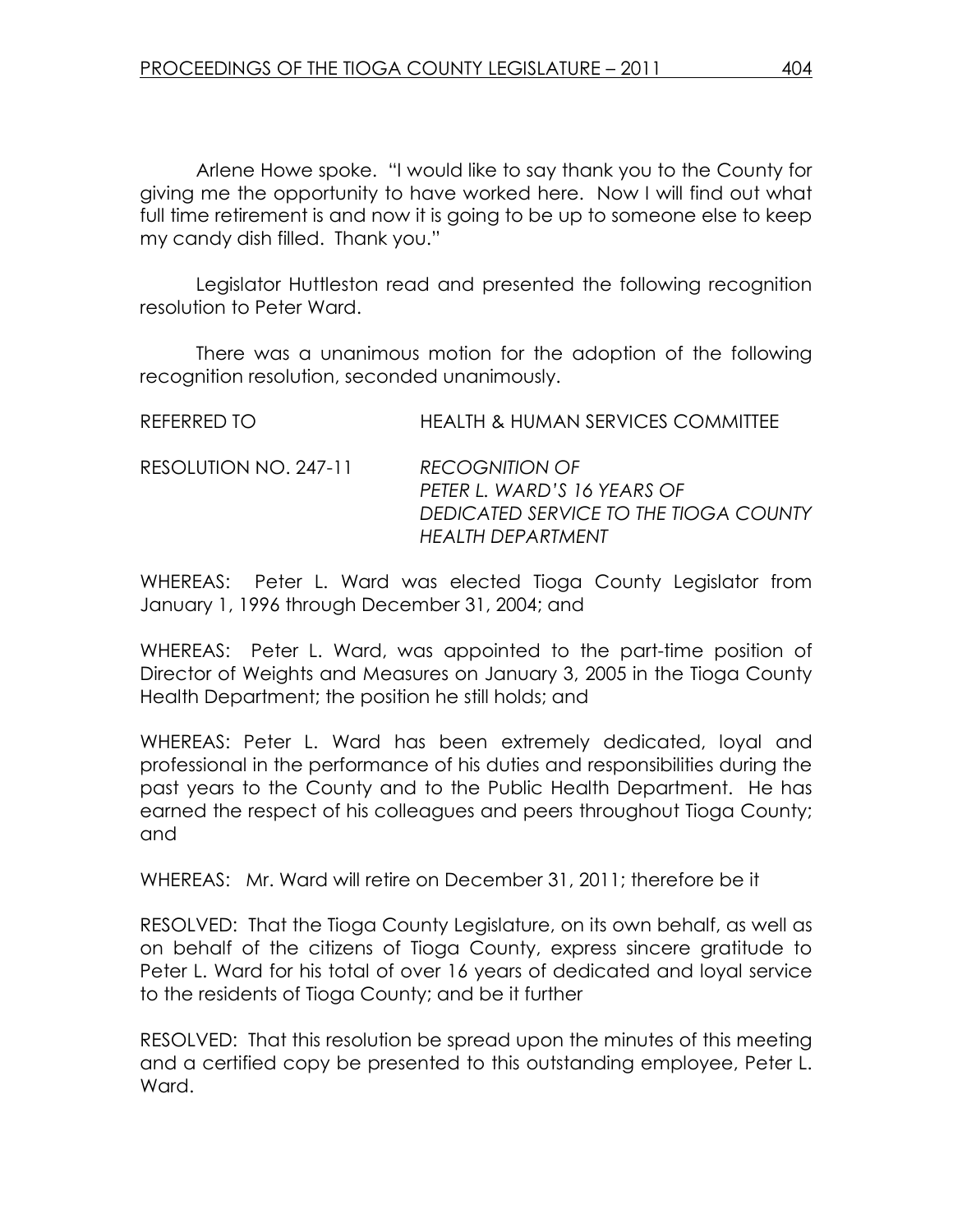Arlene Howe spoke. "I would like to say thank you to the County for giving me the opportunity to have worked here. Now I will find out what full time retirement is and now it is going to be up to someone else to keep my candy dish filled. Thank you."

Legislator Huttleston read and presented the following recognition resolution to Peter Ward.

There was a unanimous motion for the adoption of the following recognition resolution, seconded unanimously.

REFERRED TO HEALTH & HUMAN SERVICES COMMITTEE

RESOLUTION NO. 247-11 *RECOGNITION OF PETER L. WARD'S 16 YEARS OF DEDICATED SERVICE TO THE TIOGA COUNTY HEALTH DEPARTMENT*

WHEREAS: Peter L. Ward was elected Tioga County Legislator from January 1, 1996 through December 31, 2004; and

WHEREAS: Peter L. Ward, was appointed to the part-time position of Director of Weights and Measures on January 3, 2005 in the Tioga County Health Department; the position he still holds; and

WHEREAS: Peter L. Ward has been extremely dedicated, loyal and professional in the performance of his duties and responsibilities during the past years to the County and to the Public Health Department. He has earned the respect of his colleagues and peers throughout Tioga County; and

WHEREAS: Mr. Ward will retire on December 31, 2011; therefore be it

RESOLVED: That the Tioga County Legislature, on its own behalf, as well as on behalf of the citizens of Tioga County, express sincere gratitude to Peter L. Ward for his total of over 16 years of dedicated and loyal service to the residents of Tioga County; and be it further

RESOLVED: That this resolution be spread upon the minutes of this meeting and a certified copy be presented to this outstanding employee, Peter L. Ward.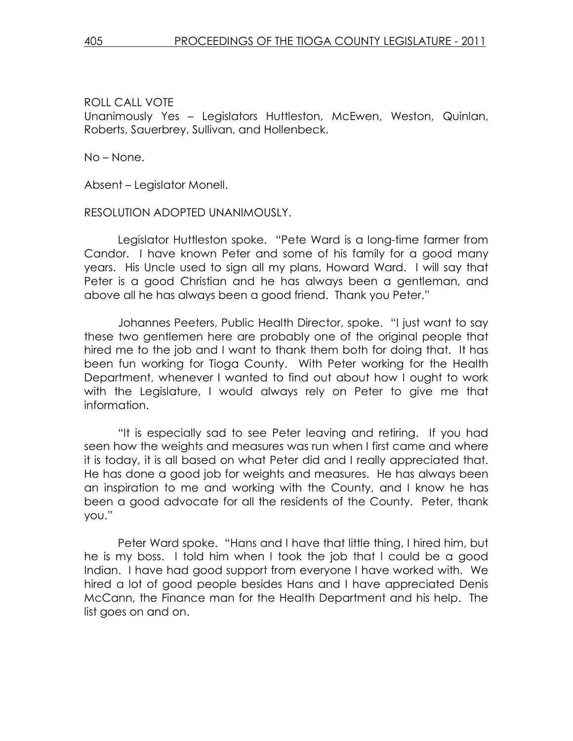ROLL CALL VOTE
Unanimously Yes – Legislators Huttleston, McEwen, Weston, Quinlan, Roberts, Sauerbrey, Sullivan, and Hollenbeck.

No – None.

Absent – Legislator Monell.

RESOLUTION ADOPTED UNANIMOUSLY.

Legislator Huttleston spoke. "Pete Ward is a long-time farmer from Candor. I have known Peter and some of his family for a good many years. His Uncle used to sign all my plans, Howard Ward. I will say that Peter is a good Christian and he has always been a gentleman, and above all he has always been a good friend. Thank you Peter."

Johannes Peeters, Public Health Director, spoke. "I just want to say these two gentlemen here are probably one of the original people that hired me to the job and I want to thank them both for doing that. It has been fun working for Tioga County. With Peter working for the Health Department, whenever I wanted to find out about how I ought to work with the Legislature, I would always rely on Peter to give me that information.

"It is especially sad to see Peter leaving and retiring. If you had seen how the weights and measures was run when I first came and where it is today, it is all based on what Peter did and I really appreciated that. He has done a good job for weights and measures. He has always been an inspiration to me and working with the County, and I know he has been a good advocate for all the residents of the County. Peter, thank you."

Peter Ward spoke. "Hans and I have that little thing, I hired him, but he is my boss. I told him when I took the job that I could be a good Indian. I have had good support from everyone I have worked with. We hired a lot of good people besides Hans and I have appreciated Denis McCann, the Finance man for the Health Department and his help. The list goes on and on.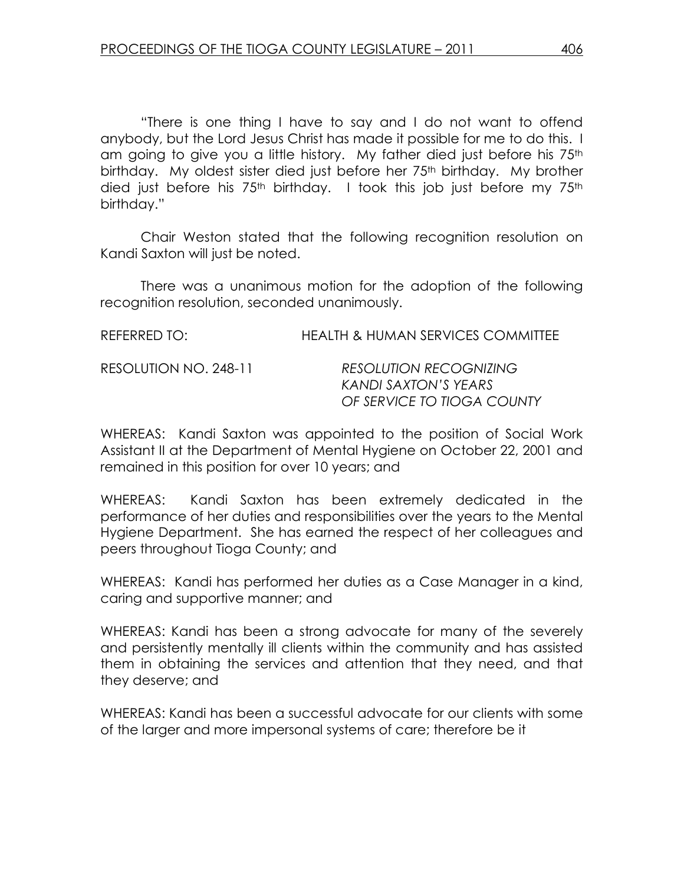"There is one thing I have to say and I do not want to offend anybody, but the Lord Jesus Christ has made it possible for me to do this. I am going to give you a little history. My father died just before his 75th birthday. My oldest sister died just before her 75th birthday. My brother died just before his 75th birthday. I took this job just before my 75th birthday."

Chair Weston stated that the following recognition resolution on Kandi Saxton will just be noted.

There was a unanimous motion for the adoption of the following recognition resolution, seconded unanimously.

REFERRED TO: HEALTH & HUMAN SERVICES COMMITTEE

RESOLUTION NO. 248-11 *RESOLUTION RECOGNIZING KANDI SAXTON'S YEARS OF SERVICE TO TIOGA COUNTY*

WHEREAS: Kandi Saxton was appointed to the position of Social Work Assistant II at the Department of Mental Hygiene on October 22, 2001 and remained in this position for over 10 years; and

WHEREAS: Kandi Saxton has been extremely dedicated in the performance of her duties and responsibilities over the years to the Mental Hygiene Department. She has earned the respect of her colleagues and peers throughout Tioga County; and

WHEREAS: Kandi has performed her duties as a Case Manager in a kind, caring and supportive manner; and

WHEREAS: Kandi has been a strong advocate for many of the severely and persistently mentally ill clients within the community and has assisted them in obtaining the services and attention that they need, and that they deserve; and

WHEREAS: Kandi has been a successful advocate for our clients with some of the larger and more impersonal systems of care; therefore be it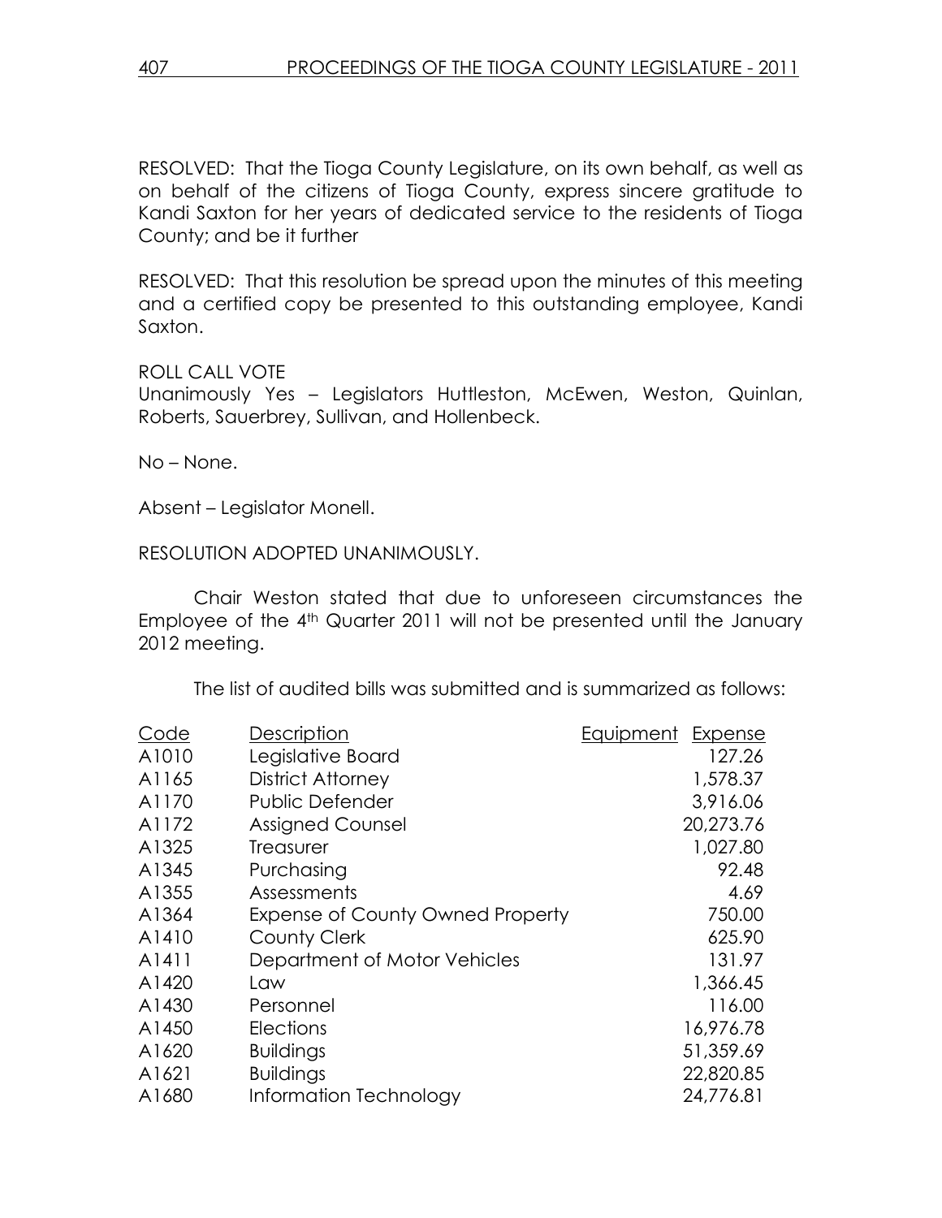RESOLVED: That the Tioga County Legislature, on its own behalf, as well as on behalf of the citizens of Tioga County, express sincere gratitude to Kandi Saxton for her years of dedicated service to the residents of Tioga County; and be it further

RESOLVED: That this resolution be spread upon the minutes of this meeting and a certified copy be presented to this outstanding employee, Kandi Saxton.

ROLL CALL VOTE
Unanimously Yes – Legislators Huttleston, McEwen, Weston, Quinlan, Roberts, Sauerbrey, Sullivan, and Hollenbeck.

No – None.

Absent – Legislator Monell.

RESOLUTION ADOPTED UNANIMOUSLY.

Chair Weston stated that due to unforeseen circumstances the Employee of the 4th Quarter 2011 will not be presented until the January 2012 meeting.

The list of audited bills was submitted and is summarized as follows:

| Code | Description | Equipment | Expense |
|---|---|---|---|
| A1010 | Legislative Board | | 127.26 |
| A1165 | District Attorney | | 1,578.37 |
| A1170 | Public Defender | | 3,916.06 |
| A1172 | Assigned Counsel | | 20,273.76 |
| A1325 | Treasurer | | 1,027.80 |
| A1345 | Purchasing | | 92.48 |
| A1355 | Assessments | | 4.69 |
| A1364 | Expense of County Owned Property | | 750.00 |
| A1410 | County Clerk | | 625.90 |
| A1411 | Department of Motor Vehicles | | 131.97 |
| A1420 | Law | | 1,366.45 |
| A1430 | Personnel | | 116.00 |
| A1450 | Elections | | 16,976.78 |
| A1620 | Buildings | | 51,359.69 |
| A1621 | Buildings | | 22,820.85 |
| A1680 | Information Technology | | 24,776.81 |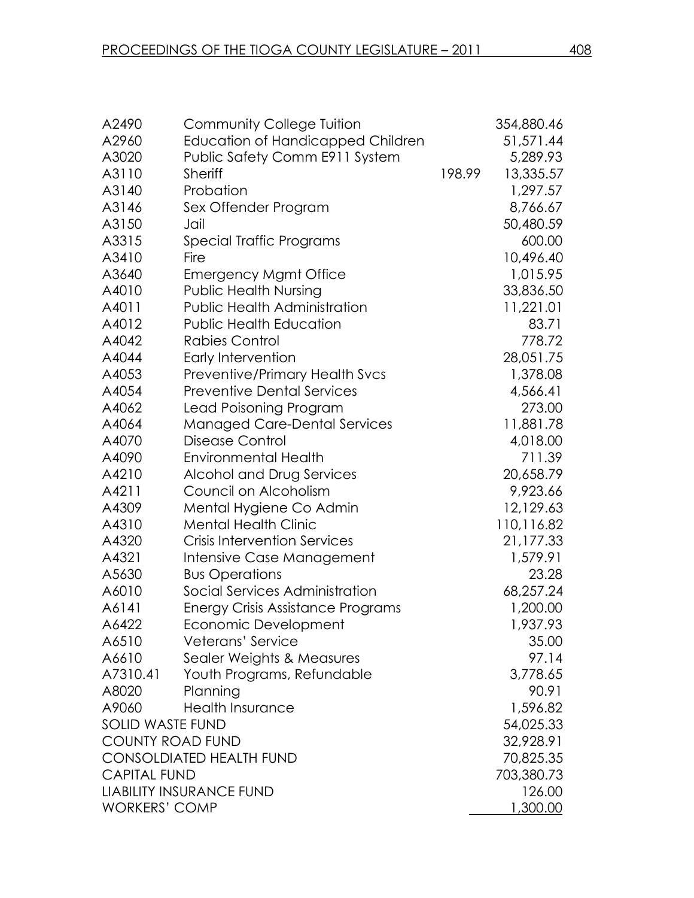| | | | |
|---|---|---|---|
| A2490 | Community College Tuition | | 354,880.46 |
| A2960 | Education of Handicapped Children | | 51,571.44 |
| A3020 | Public Safety Comm E911 System | | 5,289.93 |
| A3110 | Sheriff | 198.99 | 13,335.57 |
| A3140 | Probation | | 1,297.57 |
| A3146 | Sex Offender Program | | 8,766.67 |
| A3150 | Jail | | 50,480.59 |
| A3315 | Special Traffic Programs | | 600.00 |
| A3410 | Fire | | 10,496.40 |
| A3640 | Emergency Mgmt Office | | 1,015.95 |
| A4010 | Public Health Nursing | | 33,836.50 |
| A4011 | Public Health Administration | | 11,221.01 |
| A4012 | Public Health Education | | 83.71 |
| A4042 | Rabies Control | | 778.72 |
| A4044 | Early Intervention | | 28,051.75 |
| A4053 | Preventive/Primary Health Svcs | | 1,378.08 |
| A4054 | Preventive Dental Services | | 4,566.41 |
| A4062 | Lead Poisoning Program | | 273.00 |
| A4064 | Managed Care-Dental Services | | 11,881.78 |
| A4070 | Disease Control | | 4,018.00 |
| A4090 | Environmental Health | | 711.39 |
| A4210 | Alcohol and Drug Services | | 20,658.79 |
| A4211 | Council on Alcoholism | | 9,923.66 |
| A4309 | Mental Hygiene Co Admin | | 12,129.63 |
| A4310 | Mental Health Clinic | | 110,116.82 |
| A4320 | Crisis Intervention Services | | 21,177.33 |
| A4321 | Intensive Case Management | | 1,579.91 |
| A5630 | Bus Operations | | 23.28 |
| A6010 | Social Services Administration | | 68,257.24 |
| A6141 | Energy Crisis Assistance Programs | | 1,200.00 |
| A6422 | Economic Development | | 1,937.93 |
| A6510 | Veterans' Service | | 35.00 |
| A6610 | Sealer Weights & Measures | | 97.14 |
| A7310.41 | Youth Programs, Refundable | | 3,778.65 |
| A8020 | Planning | | 90.91 |
| A9060 | Health Insurance | | 1,596.82 |
| SOLID WASTE FUND | | | 54,025.33 |
| COUNTY ROAD FUND | | | 32,928.91 |
| CONSOLDIATED HEALTH FUND | | | 70,825.35 |
| CAPITAL FUND | | | 703,380.73 |
| LIABILITY INSURANCE FUND | | | 126.00 |
| WORKERS' COMP | | | 1,300.00 |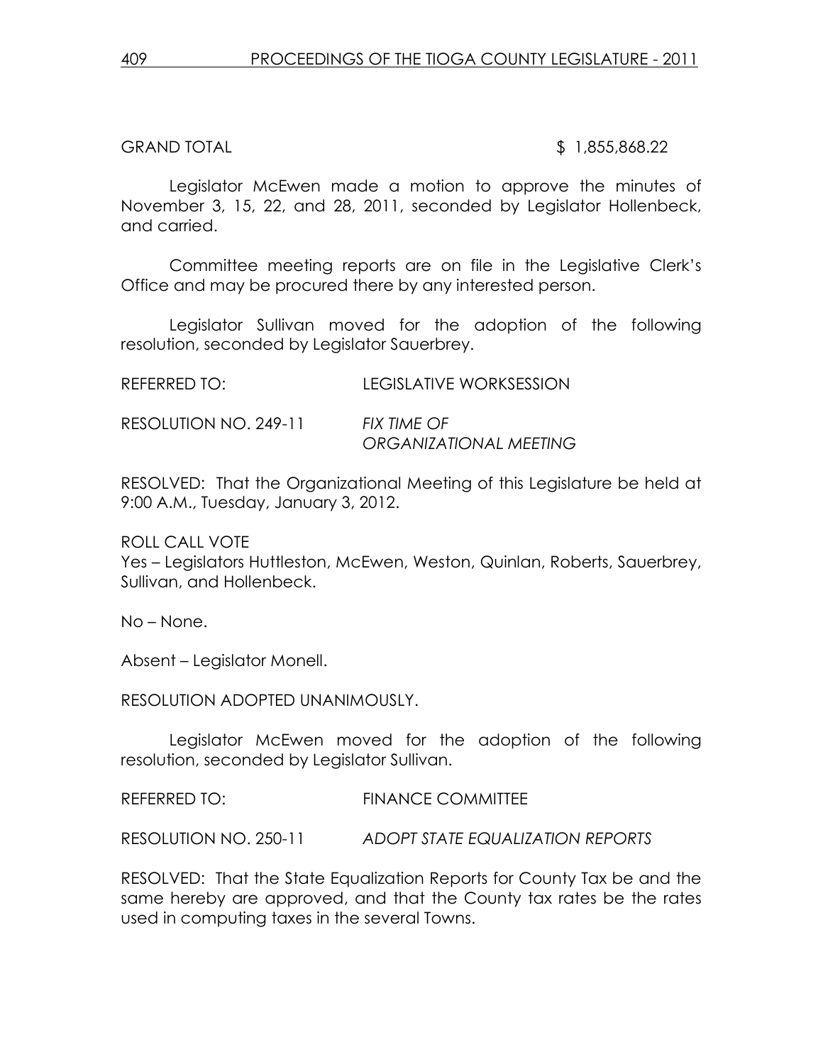GRAND TOTAL $ 1,855,868.22

Legislator McEwen made a motion to approve the minutes of November 3, 15, 22, and 28, 2011, seconded by Legislator Hollenbeck, and carried.

Committee meeting reports are on file in the Legislative Clerk's Office and may be procured there by any interested person.

Legislator Sullivan moved for the adoption of the following resolution, seconded by Legislator Sauerbrey.

REFERRED TO: LEGISLATIVE WORKSESSION

RESOLUTION NO. 249-11 *FIX TIME OF ORGANIZATIONAL MEETING*

RESOLVED: That the Organizational Meeting of this Legislature be held at 9:00 A.M., Tuesday, January 3, 2012.

ROLL CALL VOTE
Yes – Legislators Huttleston, McEwen, Weston, Quinlan, Roberts, Sauerbrey, Sullivan, and Hollenbeck.

No – None.

Absent – Legislator Monell.

RESOLUTION ADOPTED UNANIMOUSLY.

Legislator McEwen moved for the adoption of the following resolution, seconded by Legislator Sullivan.

REFERRED TO: FINANCE COMMITTEE

RESOLUTION NO. 250-11 *ADOPT STATE EQUALIZATION REPORTS*

RESOLVED: That the State Equalization Reports for County Tax be and the same hereby are approved, and that the County tax rates be the rates used in computing taxes in the several Towns.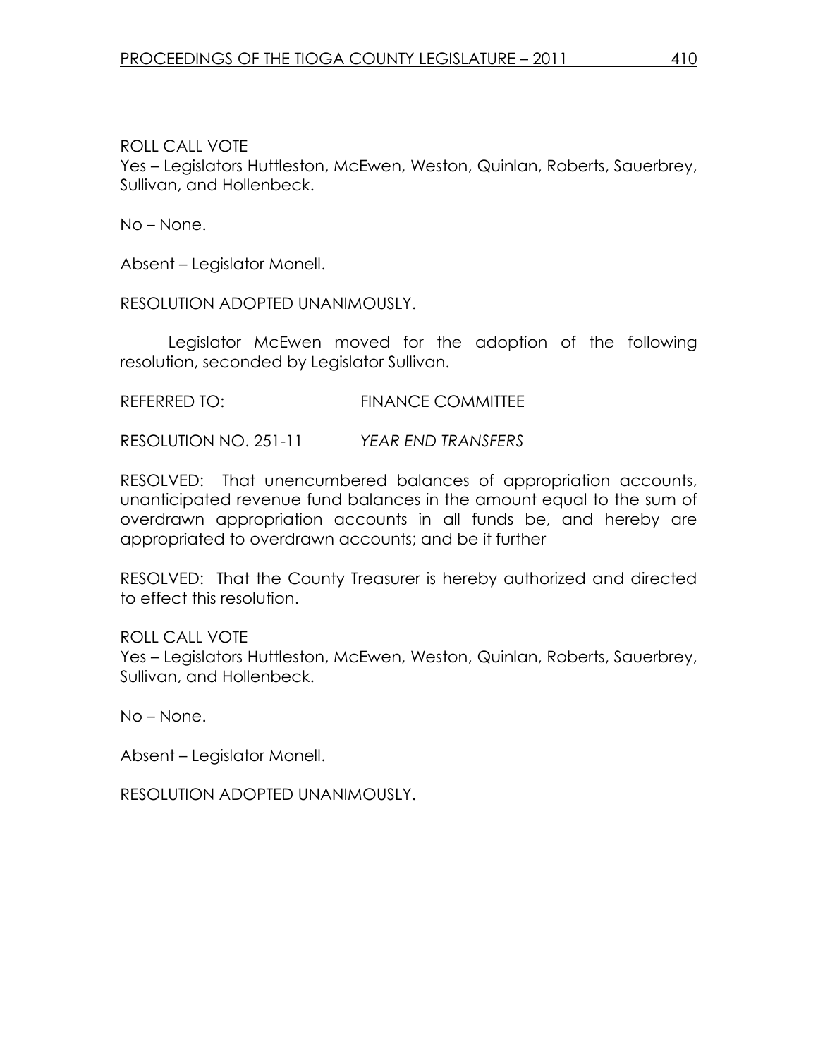ROLL CALL VOTE
Yes – Legislators Huttleston, McEwen, Weston, Quinlan, Roberts, Sauerbrey, Sullivan, and Hollenbeck.

No – None.

Absent – Legislator Monell.

RESOLUTION ADOPTED UNANIMOUSLY.

Legislator McEwen moved for the adoption of the following resolution, seconded by Legislator Sullivan.

REFERRED TO: FINANCE COMMITTEE

RESOLUTION NO. 251-11 *YEAR END TRANSFERS*

RESOLVED: That unencumbered balances of appropriation accounts, unanticipated revenue fund balances in the amount equal to the sum of overdrawn appropriation accounts in all funds be, and hereby are appropriated to overdrawn accounts; and be it further

RESOLVED: That the County Treasurer is hereby authorized and directed to effect this resolution.

ROLL CALL VOTE
Yes – Legislators Huttleston, McEwen, Weston, Quinlan, Roberts, Sauerbrey, Sullivan, and Hollenbeck.

No – None.

Absent – Legislator Monell.

RESOLUTION ADOPTED UNANIMOUSLY.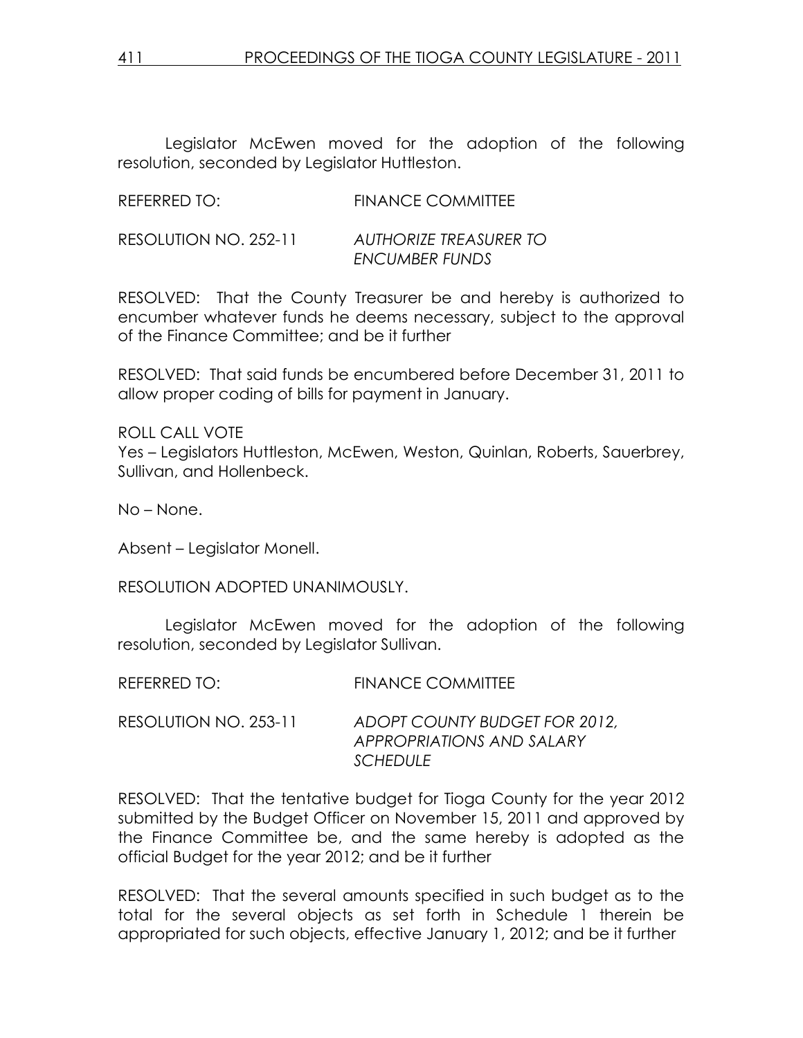Legislator McEwen moved for the adoption of the following resolution, seconded by Legislator Huttleston.

REFERRED TO: FINANCE COMMITTEE

RESOLUTION NO. 252-11 *AUTHORIZE TREASURER TO ENCUMBER FUNDS*

RESOLVED: That the County Treasurer be and hereby is authorized to encumber whatever funds he deems necessary, subject to the approval of the Finance Committee; and be it further

RESOLVED: That said funds be encumbered before December 31, 2011 to allow proper coding of bills for payment in January.

ROLL CALL VOTE
Yes – Legislators Huttleston, McEwen, Weston, Quinlan, Roberts, Sauerbrey, Sullivan, and Hollenbeck.

No – None.

Absent – Legislator Monell.

RESOLUTION ADOPTED UNANIMOUSLY.

Legislator McEwen moved for the adoption of the following resolution, seconded by Legislator Sullivan.

REFERRED TO: FINANCE COMMITTEE

RESOLUTION NO. 253-11 *ADOPT COUNTY BUDGET FOR 2012, APPROPRIATIONS AND SALARY SCHEDULE*

RESOLVED: That the tentative budget for Tioga County for the year 2012 submitted by the Budget Officer on November 15, 2011 and approved by the Finance Committee be, and the same hereby is adopted as the official Budget for the year 2012; and be it further

RESOLVED: That the several amounts specified in such budget as to the total for the several objects as set forth in Schedule 1 therein be appropriated for such objects, effective January 1, 2012; and be it further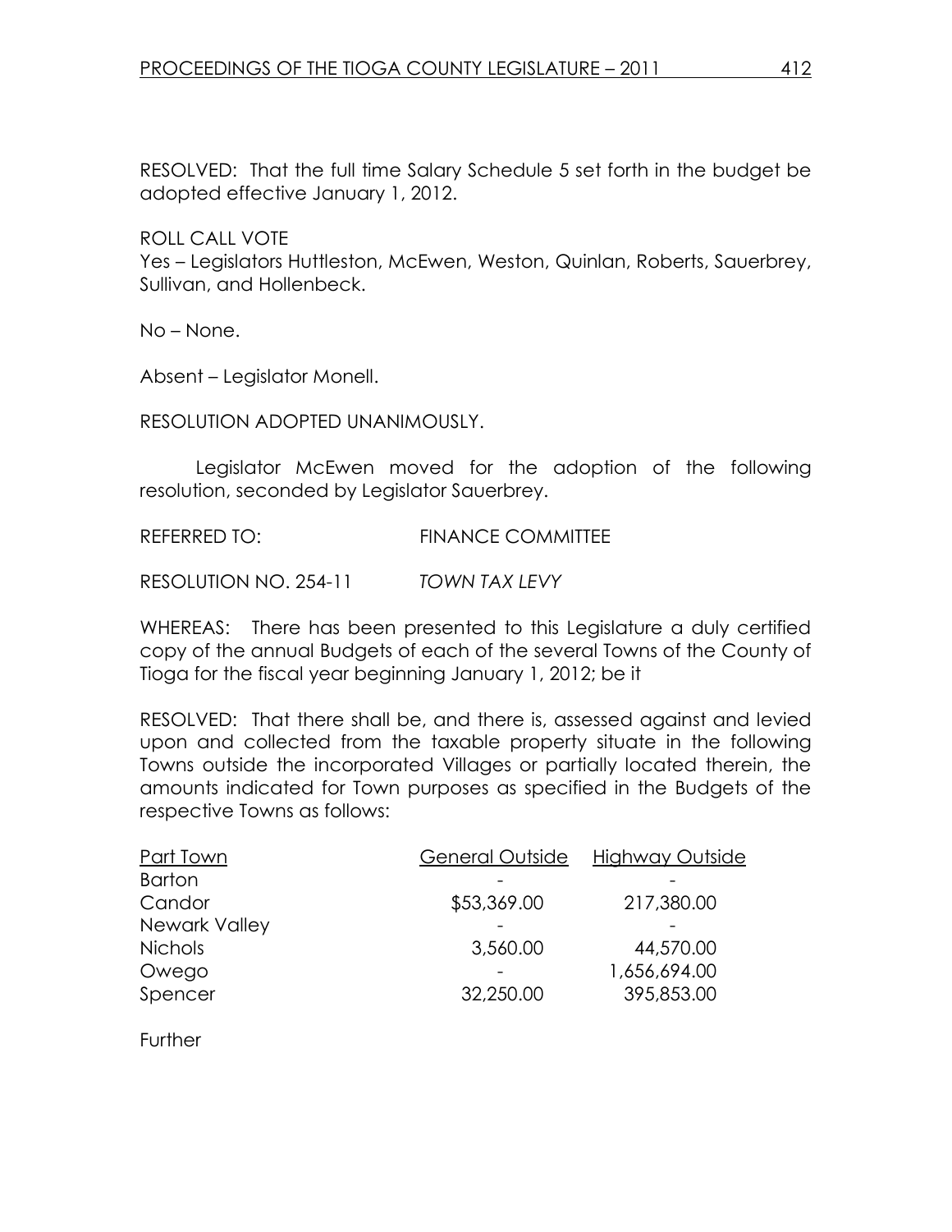RESOLVED: That the full time Salary Schedule 5 set forth in the budget be adopted effective January 1, 2012.

ROLL CALL VOTE
Yes – Legislators Huttleston, McEwen, Weston, Quinlan, Roberts, Sauerbrey, Sullivan, and Hollenbeck.

No – None.

Absent – Legislator Monell.

RESOLUTION ADOPTED UNANIMOUSLY.

Legislator McEwen moved for the adoption of the following resolution, seconded by Legislator Sauerbrey.

REFERRED TO: FINANCE COMMITTEE

RESOLUTION NO. 254-11 *TOWN TAX LEVY*

WHEREAS: There has been presented to this Legislature a duly certified copy of the annual Budgets of each of the several Towns of the County of Tioga for the fiscal year beginning January 1, 2012; be it

RESOLVED: That there shall be, and there is, assessed against and levied upon and collected from the taxable property situate in the following Towns outside the incorporated Villages or partially located therein, the amounts indicated for Town purposes as specified in the Budgets of the respective Towns as follows:

| Part Town | General Outside | Highway Outside |
|---|---|---|
| Barton | - | - |
| Candor | $53,369.00 | 217,380.00 |
| Newark Valley | - | - |
| Nichols | 3,560.00 | 44,570.00 |
| Owego | - | 1,656,694.00 |
| Spencer | 32,250.00 | 395,853.00 |

Further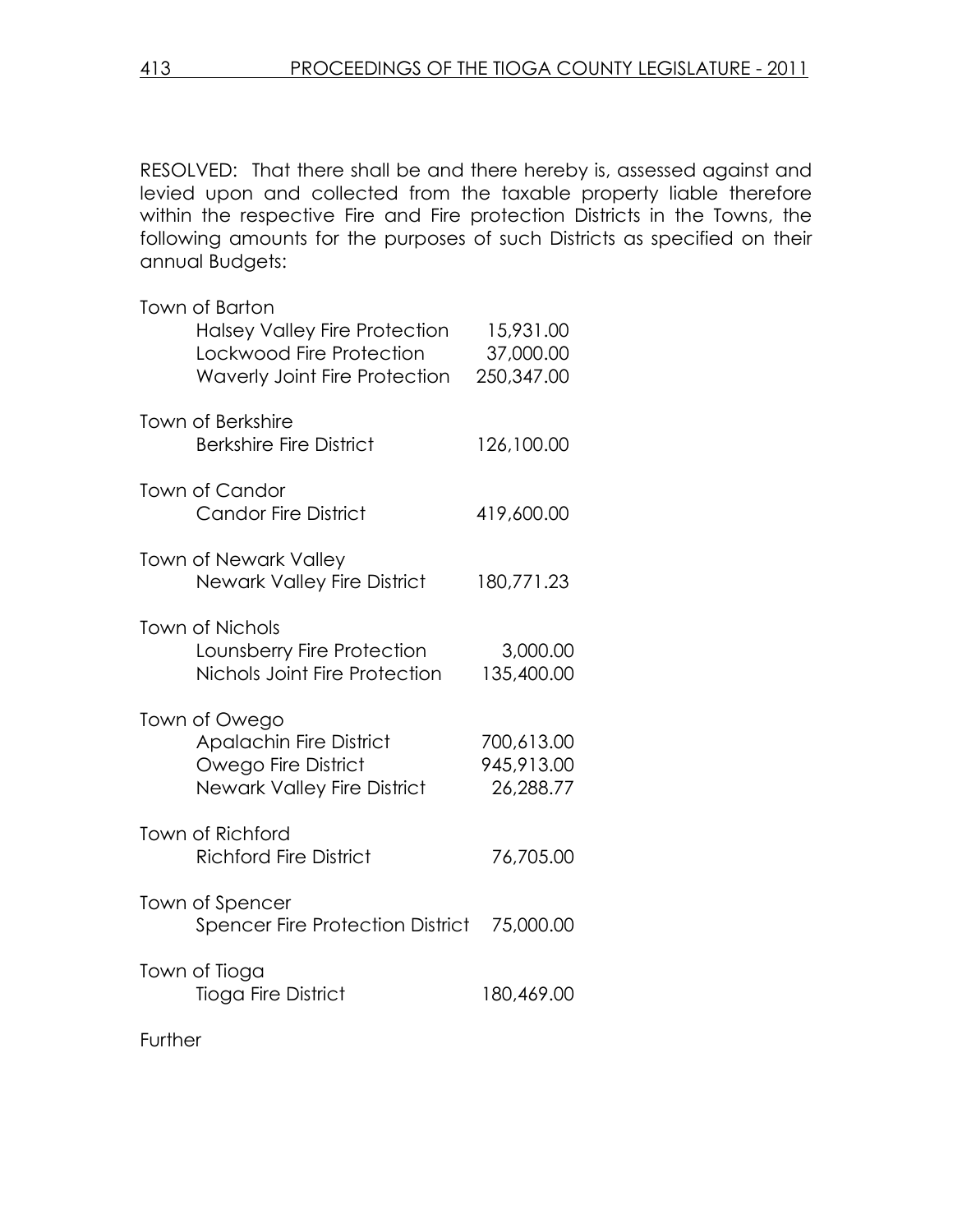RESOLVED: That there shall be and there hereby is, assessed against and levied upon and collected from the taxable property liable therefore within the respective Fire and Fire protection Districts in the Towns, the following amounts for the purposes of such Districts as specified on their annual Budgets:

| | |
|---|---|
| Town of Barton | |
| Halsey Valley Fire Protection | 15,931.00 |
| Lockwood Fire Protection | 37,000.00 |
| Waverly Joint Fire Protection | 250,347.00 |
| Town of Berkshire | |
| Berkshire Fire District | 126,100.00 |
| Town of Candor | |
| Candor Fire District | 419,600.00 |
| Town of Newark Valley | |
| Newark Valley Fire District | 180,771.23 |
| Town of Nichols | |
| Lounsberry Fire Protection | 3,000.00 |
| Nichols Joint Fire Protection | 135,400.00 |
| Town of Owego | |
| Apalachin Fire District | 700,613.00 |
| Owego Fire District | 945,913.00 |
| Newark Valley Fire District | 26,288.77 |
| Town of Richford | |
| Richford Fire District | 76,705.00 |
| Town of Spencer | |
| Spencer Fire Protection District | 75,000.00 |
| Town of Tioga | |
| Tioga Fire District | 180,469.00 |

Further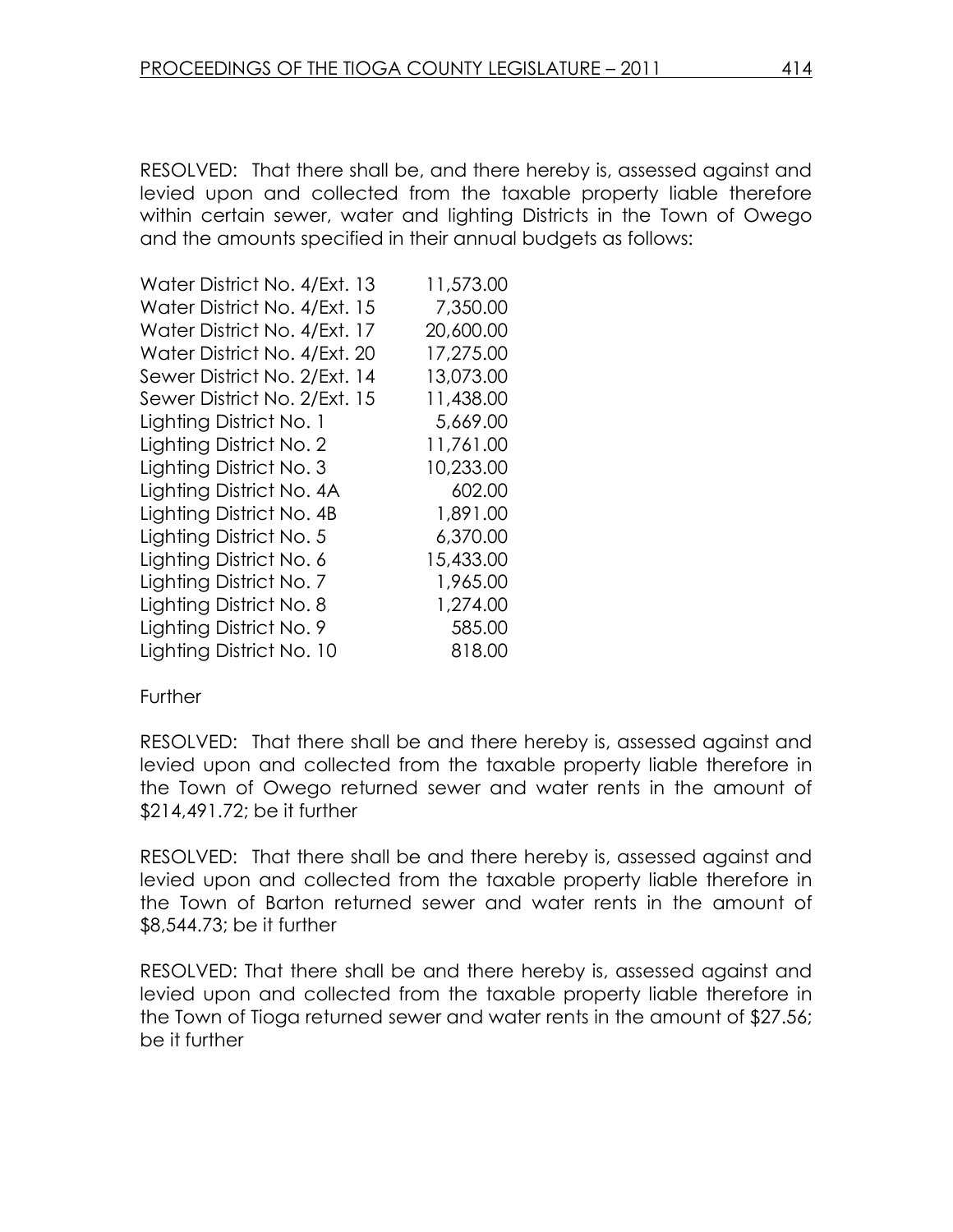RESOLVED: That there shall be, and there hereby is, assessed against and levied upon and collected from the taxable property liable therefore within certain sewer, water and lighting Districts in the Town of Owego and the amounts specified in their annual budgets as follows:

| | |
|---|---|
| Water District No. 4/Ext. 13 | 11,573.00 |
| Water District No. 4/Ext. 15 | 7,350.00 |
| Water District No. 4/Ext. 17 | 20,600.00 |
| Water District No. 4/Ext. 20 | 17,275.00 |
| Sewer District No. 2/Ext. 14 | 13,073.00 |
| Sewer District No. 2/Ext. 15 | 11,438.00 |
| Lighting District No. 1 | 5,669.00 |
| Lighting District No. 2 | 11,761.00 |
| Lighting District No. 3 | 10,233.00 |
| Lighting District No. 4A | 602.00 |
| Lighting District No. 4B | 1,891.00 |
| Lighting District No. 5 | 6,370.00 |
| Lighting District No. 6 | 15,433.00 |
| Lighting District No. 7 | 1,965.00 |
| Lighting District No. 8 | 1,274.00 |
| Lighting District No. 9 | 585.00 |
| Lighting District No. 10 | 818.00 |

Further

RESOLVED: That there shall be and there hereby is, assessed against and levied upon and collected from the taxable property liable therefore in the Town of Owego returned sewer and water rents in the amount of $214,491.72; be it further

RESOLVED: That there shall be and there hereby is, assessed against and levied upon and collected from the taxable property liable therefore in the Town of Barton returned sewer and water rents in the amount of $8,544.73; be it further

RESOLVED: That there shall be and there hereby is, assessed against and levied upon and collected from the taxable property liable therefore in the Town of Tioga returned sewer and water rents in the amount of $27.56; be it further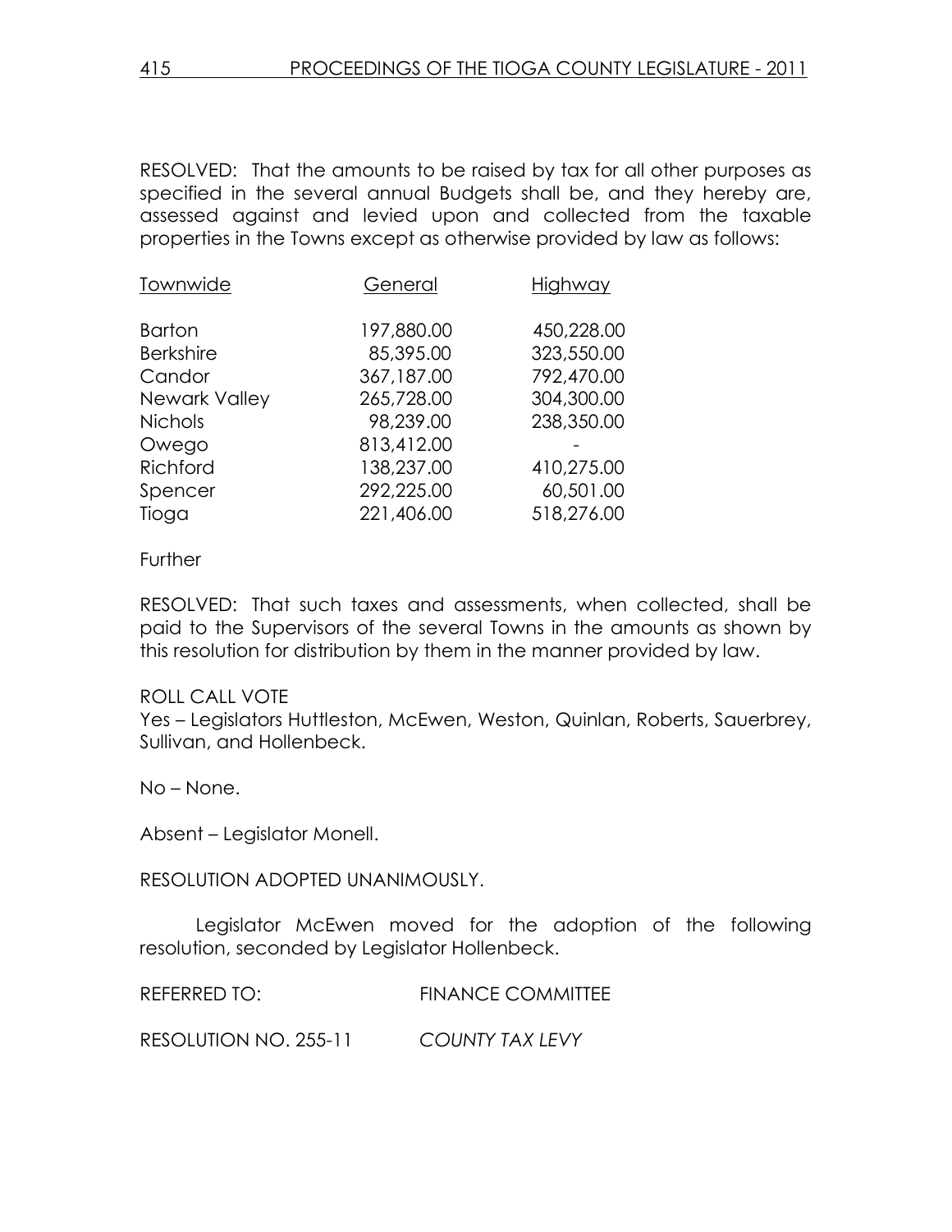RESOLVED: That the amounts to be raised by tax for all other purposes as specified in the several annual Budgets shall be, and they hereby are, assessed against and levied upon and collected from the taxable properties in the Towns except as otherwise provided by law as follows:

| Townwide | General | Highway |
|---|---|---|
| Barton | 197,880.00 | 450,228.00 |
| Berkshire | 85,395.00 | 323,550.00 |
| Candor | 367,187.00 | 792,470.00 |
| Newark Valley | 265,728.00 | 304,300.00 |
| Nichols | 98,239.00 | 238,350.00 |
| Owego | 813,412.00 | - |
| Richford | 138,237.00 | 410,275.00 |
| Spencer | 292,225.00 | 60,501.00 |
| Tioga | 221,406.00 | 518,276.00 |

Further

RESOLVED: That such taxes and assessments, when collected, shall be paid to the Supervisors of the several Towns in the amounts as shown by this resolution for distribution by them in the manner provided by law.

ROLL CALL VOTE
Yes – Legislators Huttleston, McEwen, Weston, Quinlan, Roberts, Sauerbrey, Sullivan, and Hollenbeck.

No – None.

Absent – Legislator Monell.

RESOLUTION ADOPTED UNANIMOUSLY.

Legislator McEwen moved for the adoption of the following resolution, seconded by Legislator Hollenbeck.

REFERRED TO: FINANCE COMMITTEE

RESOLUTION NO. 255-11 *COUNTY TAX LEVY*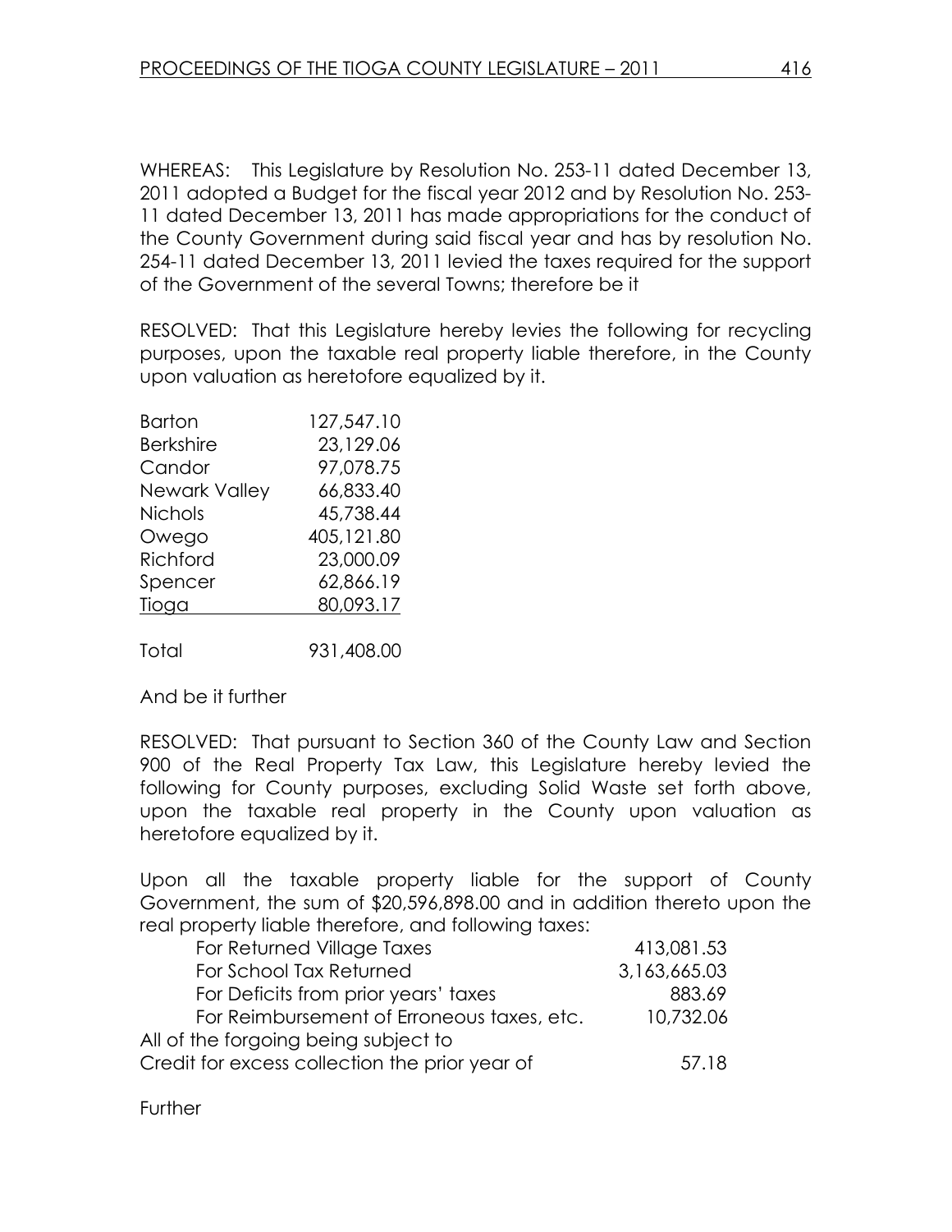WHEREAS: This Legislature by Resolution No. 253-11 dated December 13, 2011 adopted a Budget for the fiscal year 2012 and by Resolution No. 253-11 dated December 13, 2011 has made appropriations for the conduct of the County Government during said fiscal year and has by resolution No. 254-11 dated December 13, 2011 levied the taxes required for the support of the Government of the several Towns; therefore be it

RESOLVED: That this Legislature hereby levies the following for recycling purposes, upon the taxable real property liable therefore, in the County upon valuation as heretofore equalized by it.

| | |
|---|---|
| Barton | 127,547.10 |
| Berkshire | 23,129.06 |
| Candor | 97,078.75 |
| Newark Valley | 66,833.40 |
| Nichols | 45,738.44 |
| Owego | 405,121.80 |
| Richford | 23,000.09 |
| Spencer | 62,866.19 |
| Tioga | 80,093.17 |
| Total | 931,408.00 |

And be it further

RESOLVED: That pursuant to Section 360 of the County Law and Section 900 of the Real Property Tax Law, this Legislature hereby levied the following for County purposes, excluding Solid Waste set forth above, upon the taxable real property in the County upon valuation as heretofore equalized by it.

Upon all the taxable property liable for the support of County Government, the sum of $20,596,898.00 and in addition thereto upon the real property liable therefore, and following taxes:

| | |
|---|---|
| For Returned Village Taxes | 413,081.53 |
| For School Tax Returned | 3,163,665.03 |
| For Deficits from prior years' taxes | 883.69 |
| For Reimbursement of Erroneous taxes, etc. | 10,732.06 |
| All of the forgoing being subject to | |
| Credit for excess collection the prior year of | 57.18 |

Further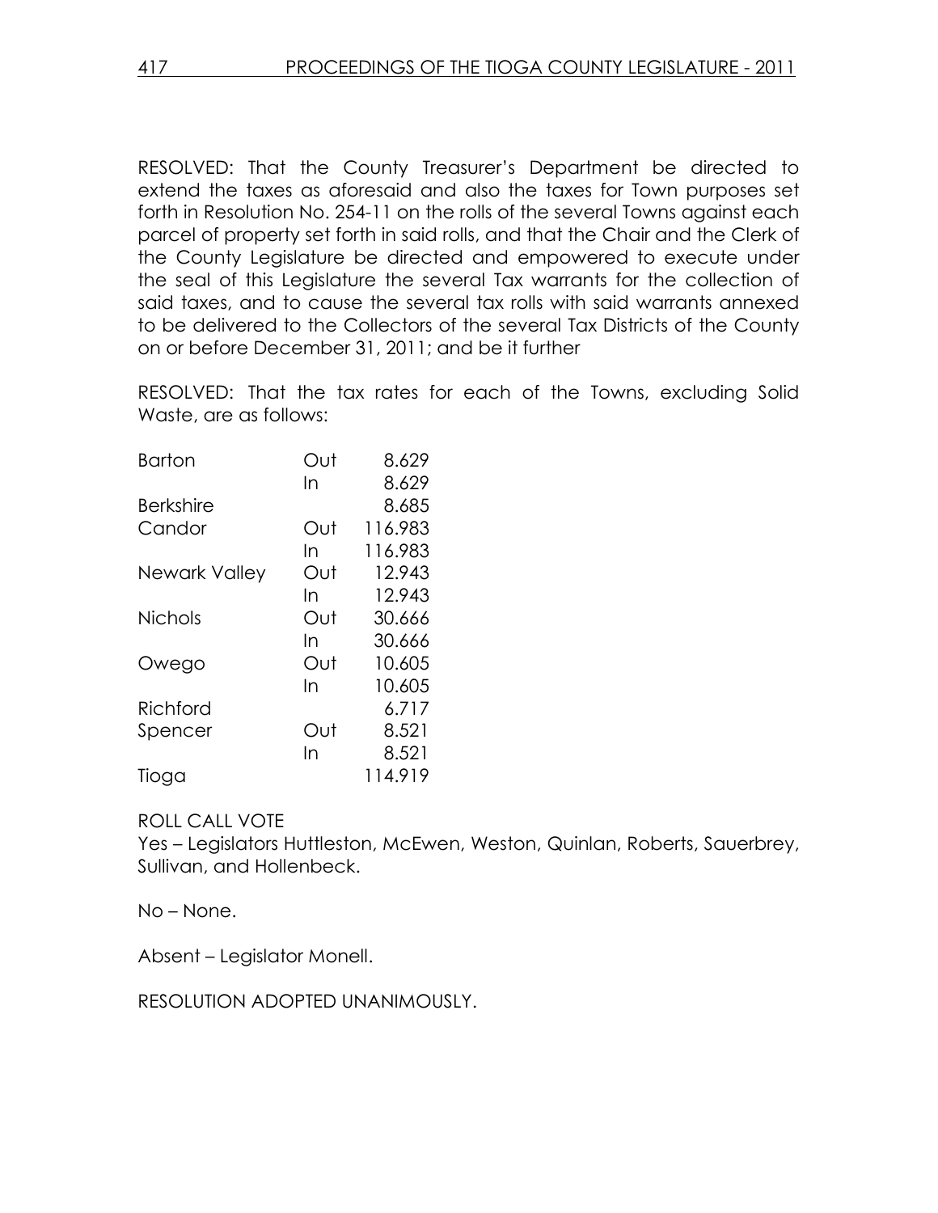RESOLVED: That the County Treasurer's Department be directed to extend the taxes as aforesaid and also the taxes for Town purposes set forth in Resolution No. 254-11 on the rolls of the several Towns against each parcel of property set forth in said rolls, and that the Chair and the Clerk of the County Legislature be directed and empowered to execute under the seal of this Legislature the several Tax warrants for the collection of said taxes, and to cause the several tax rolls with said warrants annexed to be delivered to the Collectors of the several Tax Districts of the County on or before December 31, 2011; and be it further

RESOLVED: That the tax rates for each of the Towns, excluding Solid Waste, are as follows:

| Town | | Rate |
|---|---|---|
| Barton | Out | 8.629 |
| | In | 8.629 |
| Berkshire | | 8.685 |
| Candor | Out | 116.983 |
| | In | 116.983 |
| Newark Valley | Out | 12.943 |
| | In | 12.943 |
| Nichols | Out | 30.666 |
| | In | 30.666 |
| Owego | Out | 10.605 |
| | In | 10.605 |
| Richford | | 6.717 |
| Spencer | Out | 8.521 |
| | In | 8.521 |
| Tioga | | 114.919 |

ROLL CALL VOTE

Yes – Legislators Huttleston, McEwen, Weston, Quinlan, Roberts, Sauerbrey, Sullivan, and Hollenbeck.

No – None.

Absent – Legislator Monell.

RESOLUTION ADOPTED UNANIMOUSLY.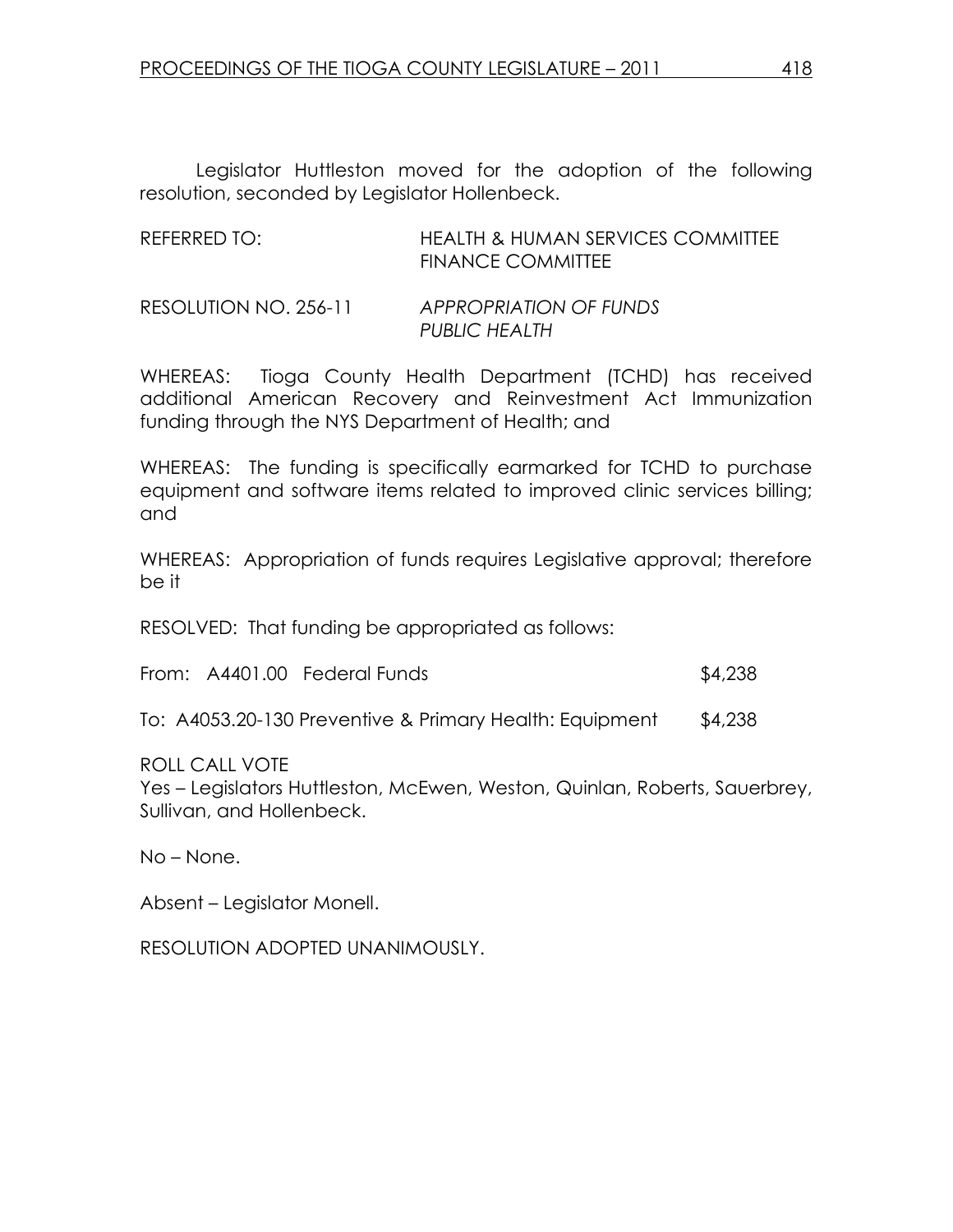Legislator Huttleston moved for the adoption of the following resolution, seconded by Legislator Hollenbeck.

REFERRED TO: HEALTH & HUMAN SERVICES COMMITTEE
FINANCE COMMITTEE

RESOLUTION NO. 256-11 *APPROPRIATION OF FUNDS*
*PUBLIC HEALTH*

WHEREAS: Tioga County Health Department (TCHD) has received additional American Recovery and Reinvestment Act Immunization funding through the NYS Department of Health; and

WHEREAS: The funding is specifically earmarked for TCHD to purchase equipment and software items related to improved clinic services billing; and

WHEREAS: Appropriation of funds requires Legislative approval; therefore be it

RESOLVED: That funding be appropriated as follows:

From: A4401.00 Federal Funds $4,238

To: A4053.20-130 Preventive & Primary Health: Equipment $4,238

ROLL CALL VOTE
Yes – Legislators Huttleston, McEwen, Weston, Quinlan, Roberts, Sauerbrey, Sullivan, and Hollenbeck.

No – None.

Absent – Legislator Monell.

RESOLUTION ADOPTED UNANIMOUSLY.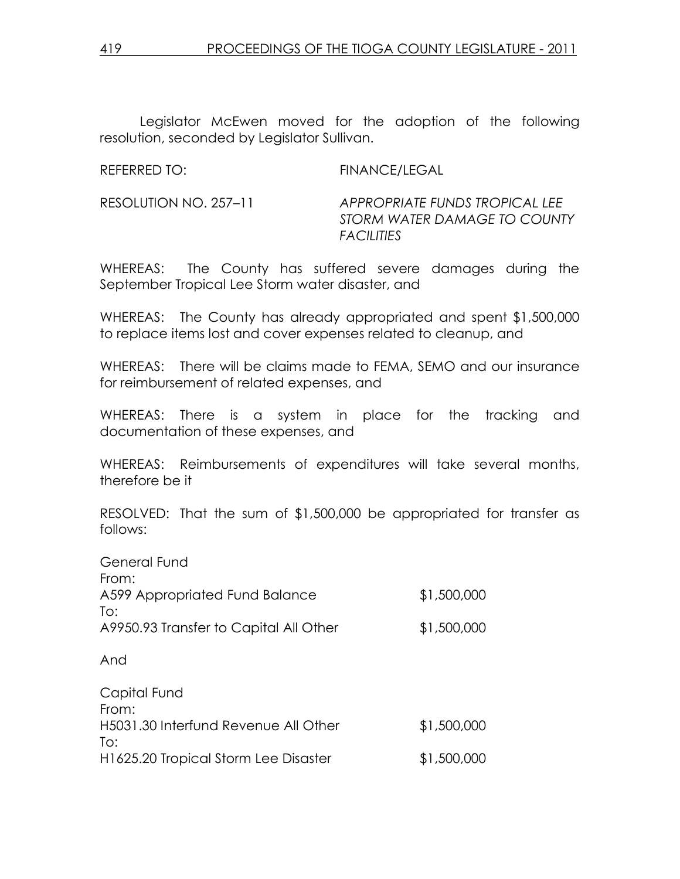Legislator McEwen moved for the adoption of the following resolution, seconded by Legislator Sullivan.

REFERRED TO: FINANCE/LEGAL

RESOLUTION NO. 257–11 *APPROPRIATE FUNDS TROPICAL LEE STORM WATER DAMAGE TO COUNTY FACILITIES*

WHEREAS: The County has suffered severe damages during the September Tropical Lee Storm water disaster, and

WHEREAS: The County has already appropriated and spent $1,500,000 to replace items lost and cover expenses related to cleanup, and

WHEREAS: There will be claims made to FEMA, SEMO and our insurance for reimbursement of related expenses, and

WHEREAS: There is a system in place for the tracking and documentation of these expenses, and

WHEREAS: Reimbursements of expenditures will take several months, therefore be it

RESOLVED: That the sum of $1,500,000 be appropriated for transfer as follows:

General Fund
From:
A599 Appropriated Fund Balance $1,500,000
To:
A9950.93 Transfer to Capital All Other $1,500,000

And

Capital Fund
From:
H5031.30 Interfund Revenue All Other $1,500,000
To:
H1625.20 Tropical Storm Lee Disaster $1,500,000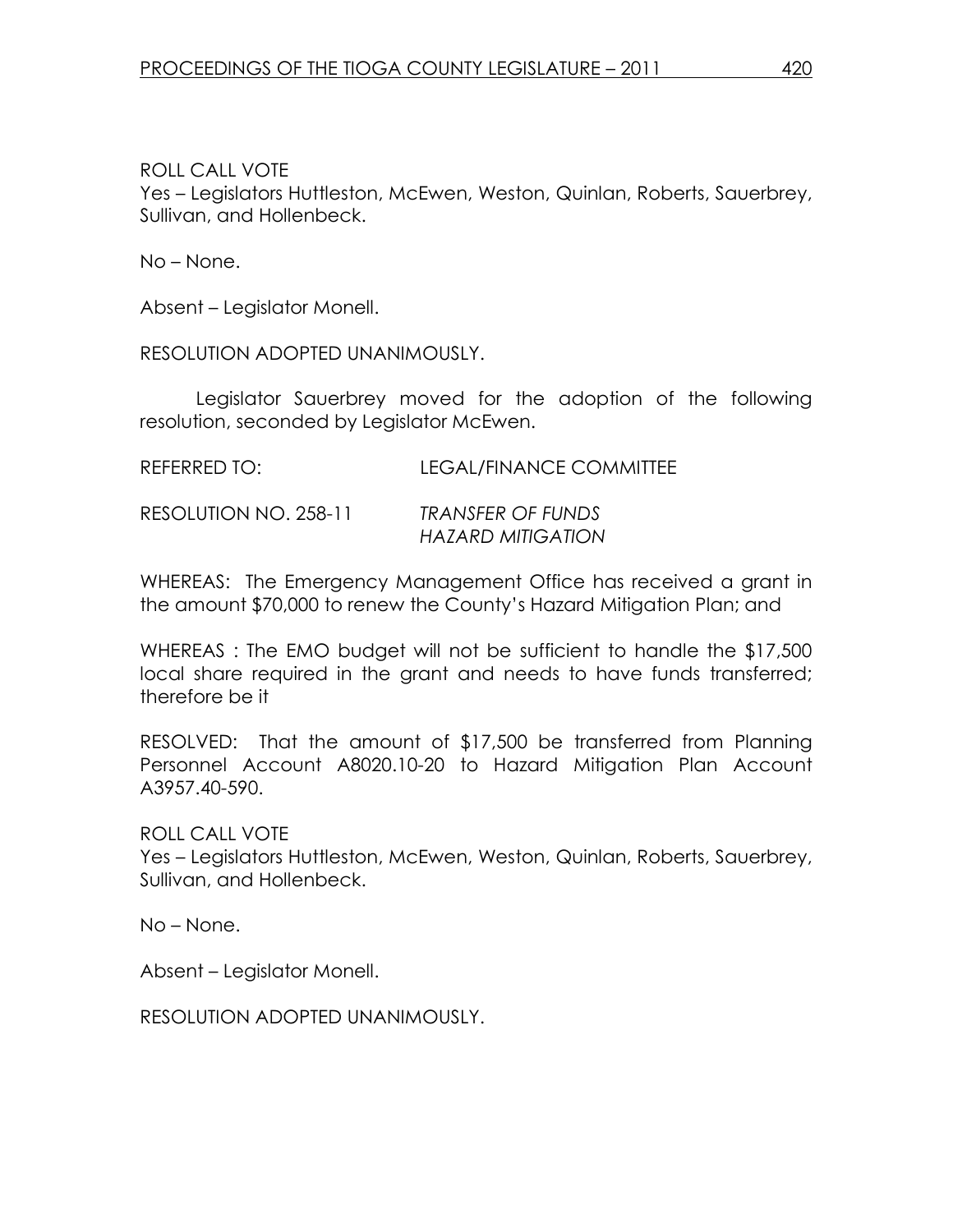ROLL CALL VOTE
Yes – Legislators Huttleston, McEwen, Weston, Quinlan, Roberts, Sauerbrey, Sullivan, and Hollenbeck.

No – None.

Absent – Legislator Monell.

RESOLUTION ADOPTED UNANIMOUSLY.

Legislator Sauerbrey moved for the adoption of the following resolution, seconded by Legislator McEwen.

REFERRED TO: LEGAL/FINANCE COMMITTEE

RESOLUTION NO. 258-11 *TRANSFER OF FUNDS HAZARD MITIGATION*

WHEREAS: The Emergency Management Office has received a grant in the amount $70,000 to renew the County's Hazard Mitigation Plan; and

WHEREAS : The EMO budget will not be sufficient to handle the $17,500 local share required in the grant and needs to have funds transferred; therefore be it

RESOLVED: That the amount of $17,500 be transferred from Planning Personnel Account A8020.10-20 to Hazard Mitigation Plan Account A3957.40-590.

ROLL CALL VOTE
Yes – Legislators Huttleston, McEwen, Weston, Quinlan, Roberts, Sauerbrey, Sullivan, and Hollenbeck.

No – None.

Absent – Legislator Monell.

RESOLUTION ADOPTED UNANIMOUSLY.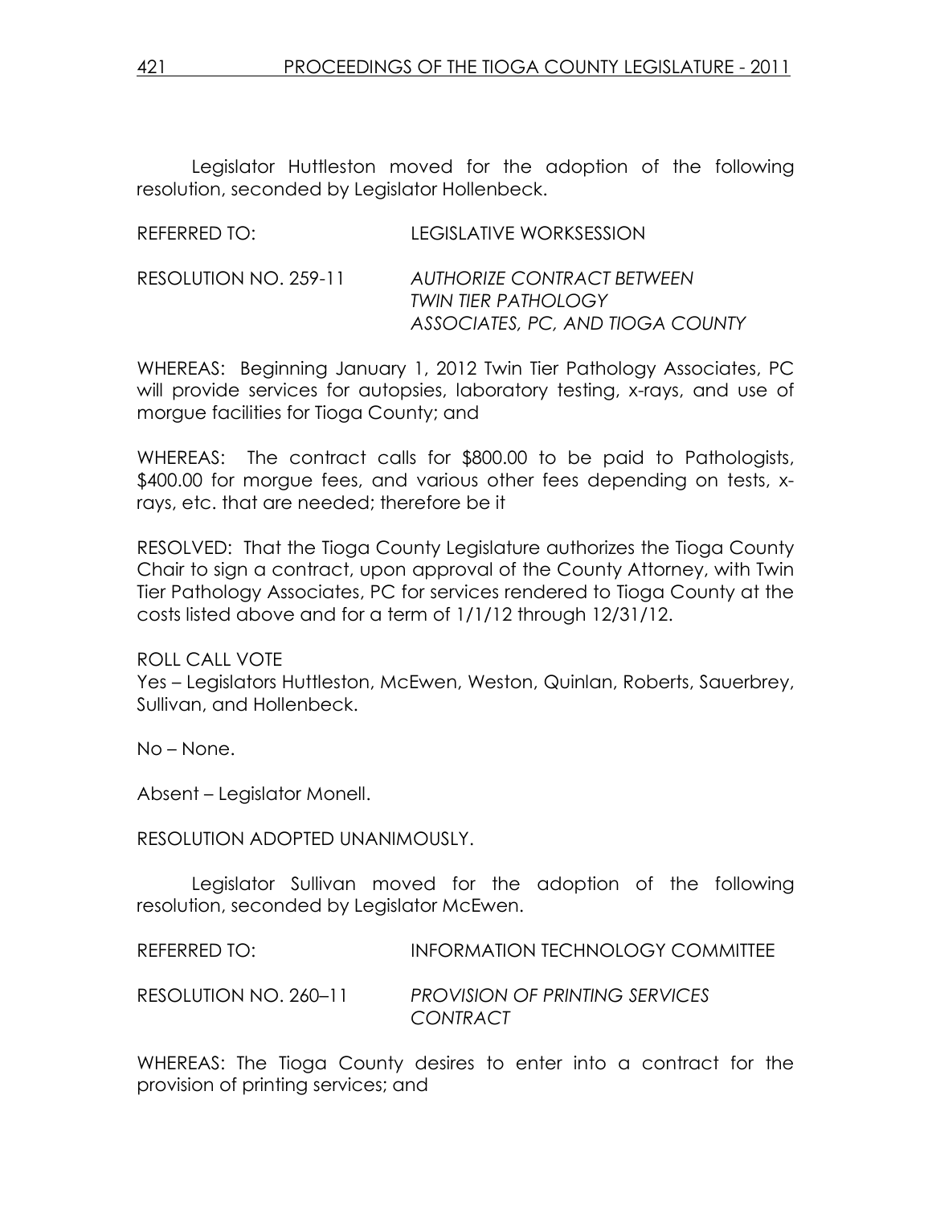Legislator Huttleston moved for the adoption of the following resolution, seconded by Legislator Hollenbeck.

REFERRED TO: LEGISLATIVE WORKSESSION

RESOLUTION NO. 259-11 *AUTHORIZE CONTRACT BETWEEN TWIN TIER PATHOLOGY ASSOCIATES, PC, AND TIOGA COUNTY*

WHEREAS: Beginning January 1, 2012 Twin Tier Pathology Associates, PC will provide services for autopsies, laboratory testing, x-rays, and use of morgue facilities for Tioga County; and

WHEREAS: The contract calls for $800.00 to be paid to Pathologists, $400.00 for morgue fees, and various other fees depending on tests, x-rays, etc. that are needed; therefore be it

RESOLVED: That the Tioga County Legislature authorizes the Tioga County Chair to sign a contract, upon approval of the County Attorney, with Twin Tier Pathology Associates, PC for services rendered to Tioga County at the costs listed above and for a term of 1/1/12 through 12/31/12.

ROLL CALL VOTE
Yes – Legislators Huttleston, McEwen, Weston, Quinlan, Roberts, Sauerbrey, Sullivan, and Hollenbeck.

No – None.

Absent – Legislator Monell.

RESOLUTION ADOPTED UNANIMOUSLY.

Legislator Sullivan moved for the adoption of the following resolution, seconded by Legislator McEwen.

REFERRED TO: INFORMATION TECHNOLOGY COMMITTEE

RESOLUTION NO. 260–11 *PROVISION OF PRINTING SERVICES CONTRACT*

WHEREAS: The Tioga County desires to enter into a contract for the provision of printing services; and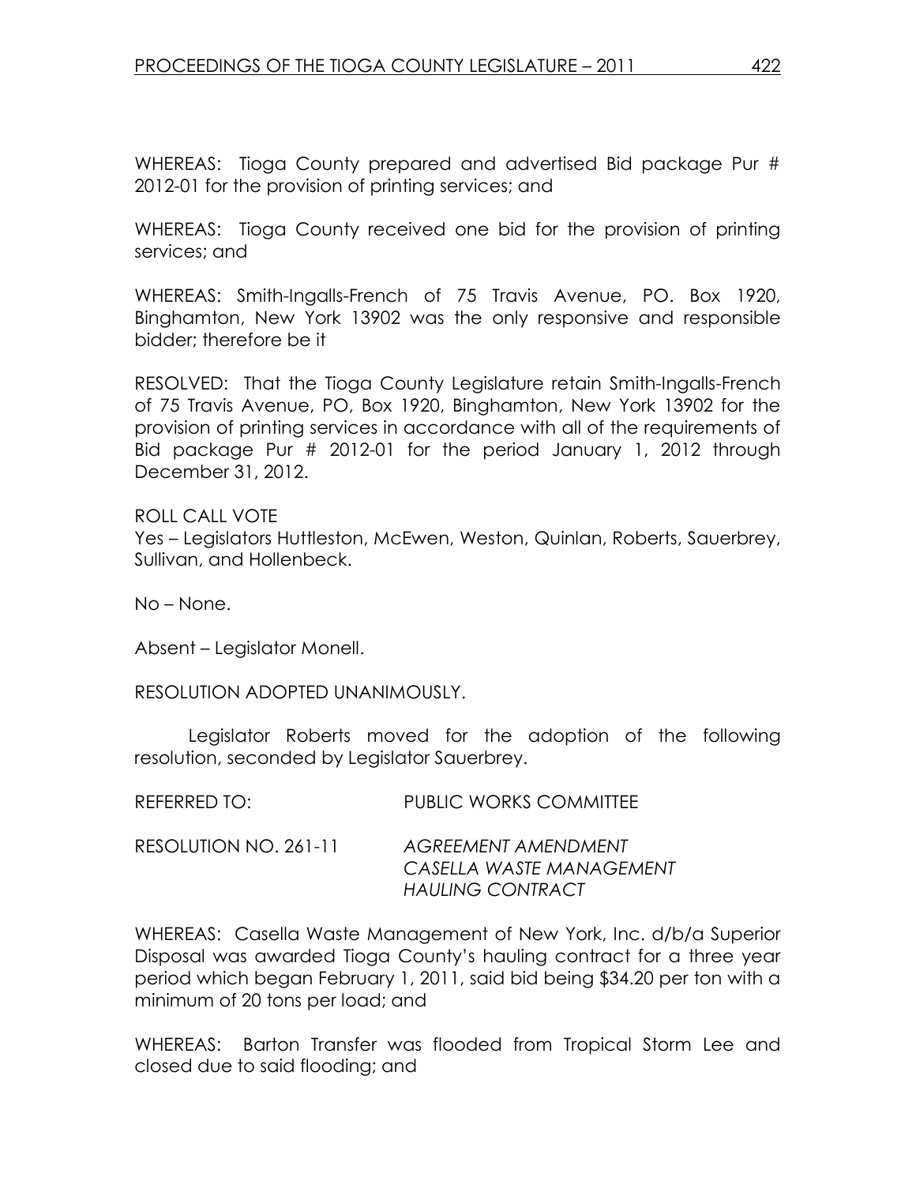WHEREAS: Tioga County prepared and advertised Bid package Pur # 2012-01 for the provision of printing services; and

WHEREAS: Tioga County received one bid for the provision of printing services; and

WHEREAS: Smith-Ingalls-French of 75 Travis Avenue, PO. Box 1920, Binghamton, New York 13902 was the only responsive and responsible bidder; therefore be it

RESOLVED: That the Tioga County Legislature retain Smith-Ingalls-French of 75 Travis Avenue, PO, Box 1920, Binghamton, New York 13902 for the provision of printing services in accordance with all of the requirements of Bid package Pur # 2012-01 for the period January 1, 2012 through December 31, 2012.

ROLL CALL VOTE
Yes – Legislators Huttleston, McEwen, Weston, Quinlan, Roberts, Sauerbrey, Sullivan, and Hollenbeck.

No – None.

Absent – Legislator Monell.

RESOLUTION ADOPTED UNANIMOUSLY.

Legislator Roberts moved for the adoption of the following resolution, seconded by Legislator Sauerbrey.

REFERRED TO: PUBLIC WORKS COMMITTEE

RESOLUTION NO. 261-11 *AGREEMENT AMENDMENT CASELLA WASTE MANAGEMENT HAULING CONTRACT*

WHEREAS: Casella Waste Management of New York, Inc. d/b/a Superior Disposal was awarded Tioga County's hauling contract for a three year period which began February 1, 2011, said bid being $34.20 per ton with a minimum of 20 tons per load; and

WHEREAS: Barton Transfer was flooded from Tropical Storm Lee and closed due to said flooding; and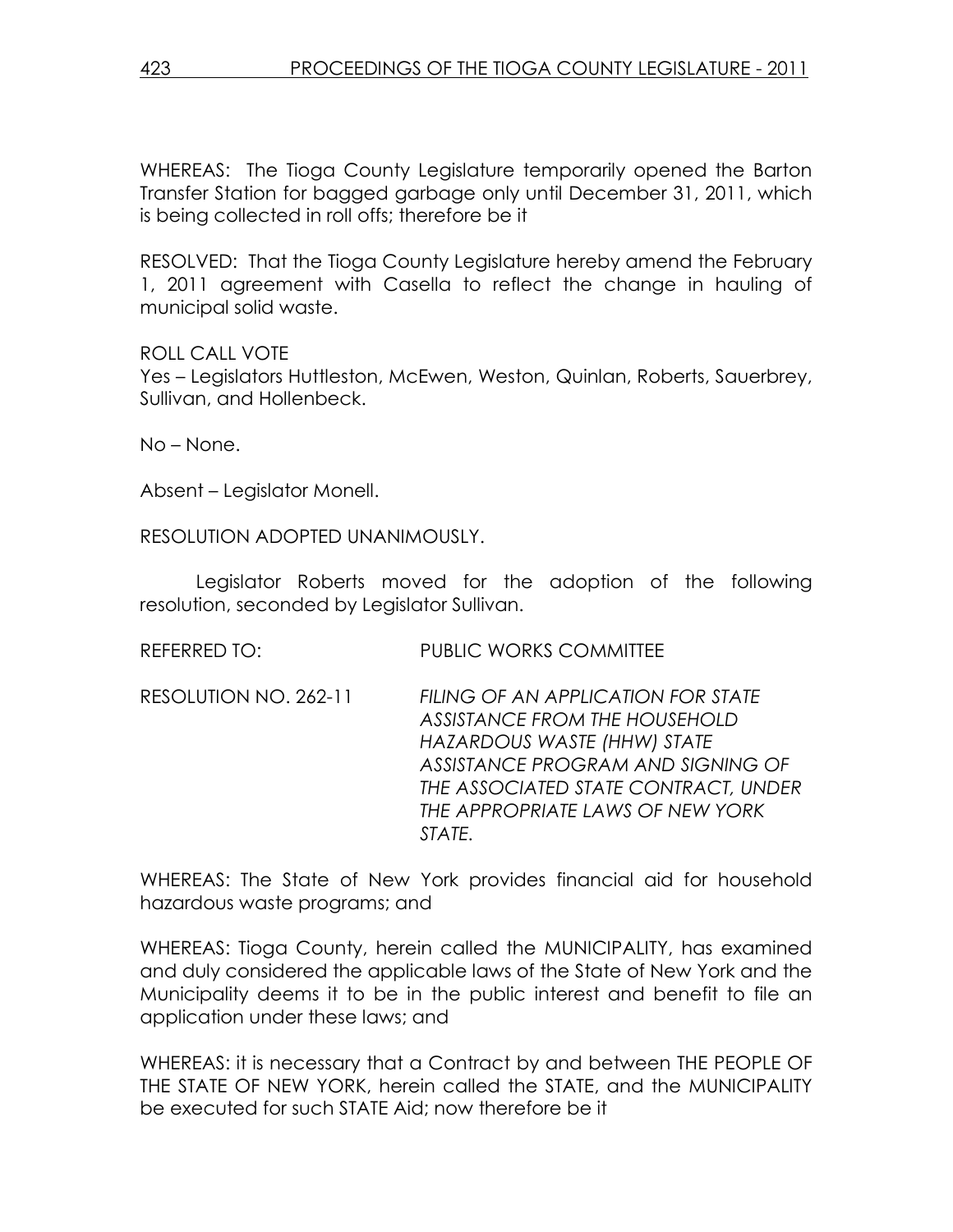WHEREAS: The Tioga County Legislature temporarily opened the Barton Transfer Station for bagged garbage only until December 31, 2011, which is being collected in roll offs; therefore be it

RESOLVED: That the Tioga County Legislature hereby amend the February 1, 2011 agreement with Casella to reflect the change in hauling of municipal solid waste.

ROLL CALL VOTE
Yes – Legislators Huttleston, McEwen, Weston, Quinlan, Roberts, Sauerbrey, Sullivan, and Hollenbeck.

No – None.

Absent – Legislator Monell.

RESOLUTION ADOPTED UNANIMOUSLY.

Legislator Roberts moved for the adoption of the following resolution, seconded by Legislator Sullivan.

REFERRED TO: PUBLIC WORKS COMMITTEE

RESOLUTION NO. 262-11 *FILING OF AN APPLICATION FOR STATE ASSISTANCE FROM THE HOUSEHOLD HAZARDOUS WASTE (HHW) STATE ASSISTANCE PROGRAM AND SIGNING OF THE ASSOCIATED STATE CONTRACT, UNDER THE APPROPRIATE LAWS OF NEW YORK STATE.*

WHEREAS: The State of New York provides financial aid for household hazardous waste programs; and

WHEREAS: Tioga County, herein called the MUNICIPALITY, has examined and duly considered the applicable laws of the State of New York and the Municipality deems it to be in the public interest and benefit to file an application under these laws; and

WHEREAS: it is necessary that a Contract by and between THE PEOPLE OF THE STATE OF NEW YORK, herein called the STATE, and the MUNICIPALITY be executed for such STATE Aid; now therefore be it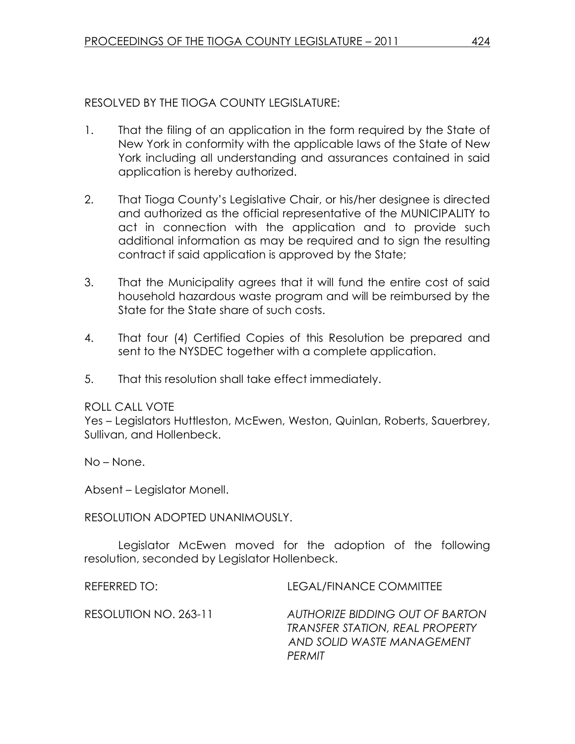RESOLVED BY THE TIOGA COUNTY LEGISLATURE:

1. That the filing of an application in the form required by the State of New York in conformity with the applicable laws of the State of New York including all understanding and assurances contained in said application is hereby authorized.

2. That Tioga County's Legislative Chair, or his/her designee is directed and authorized as the official representative of the MUNICIPALITY to act in connection with the application and to provide such additional information as may be required and to sign the resulting contract if said application is approved by the State;

3. That the Municipality agrees that it will fund the entire cost of said household hazardous waste program and will be reimbursed by the State for the State share of such costs.

4. That four (4) Certified Copies of this Resolution be prepared and sent to the NYSDEC together with a complete application.

5. That this resolution shall take effect immediately.

ROLL CALL VOTE
Yes – Legislators Huttleston, McEwen, Weston, Quinlan, Roberts, Sauerbrey, Sullivan, and Hollenbeck.

No – None.

Absent – Legislator Monell.

RESOLUTION ADOPTED UNANIMOUSLY.

Legislator McEwen moved for the adoption of the following resolution, seconded by Legislator Hollenbeck.

REFERRED TO: LEGAL/FINANCE COMMITTEE

RESOLUTION NO. 263-11 *AUTHORIZE BIDDING OUT OF BARTON TRANSFER STATION, REAL PROPERTY AND SOLID WASTE MANAGEMENT PERMIT*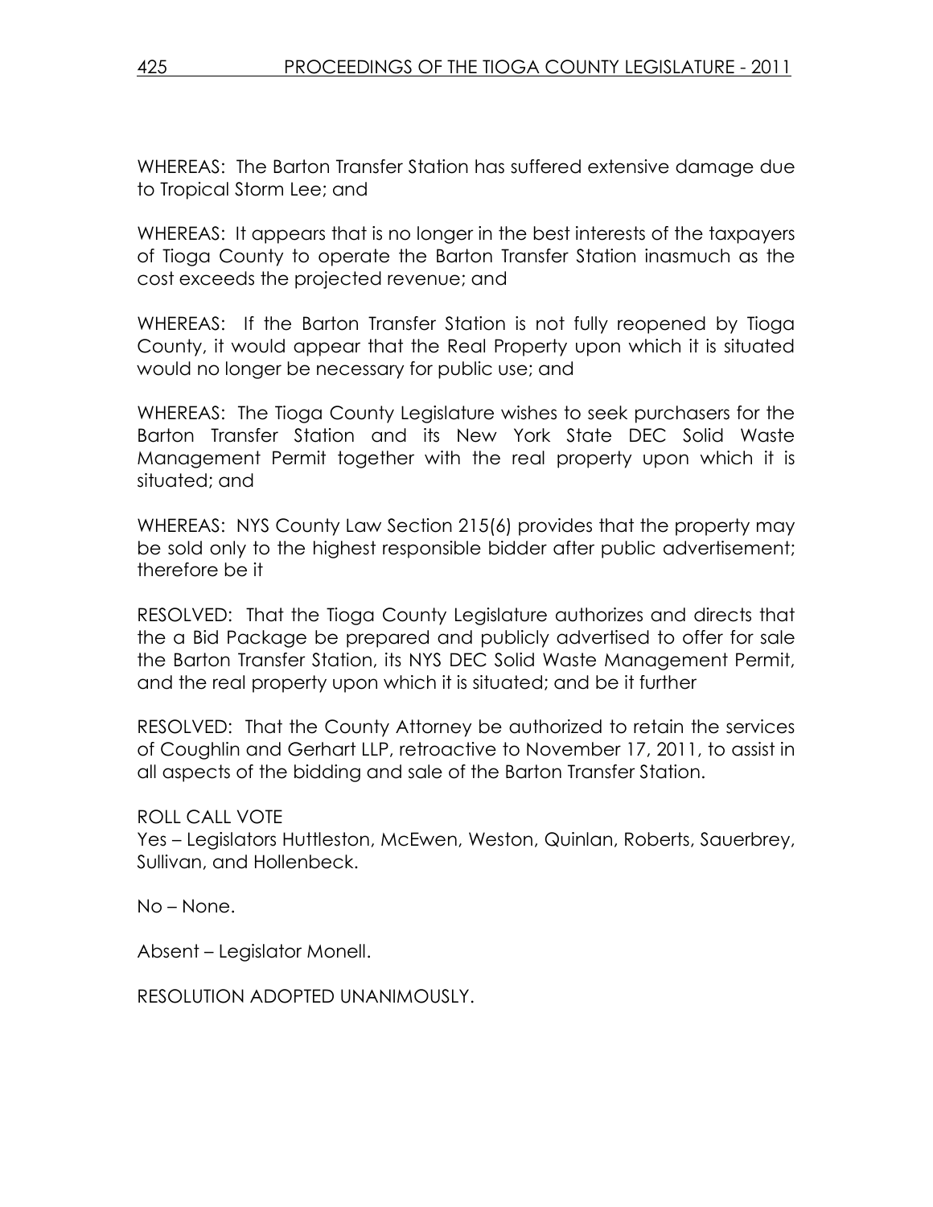WHEREAS: The Barton Transfer Station has suffered extensive damage due to Tropical Storm Lee; and

WHEREAS: It appears that is no longer in the best interests of the taxpayers of Tioga County to operate the Barton Transfer Station inasmuch as the cost exceeds the projected revenue; and

WHEREAS: If the Barton Transfer Station is not fully reopened by Tioga County, it would appear that the Real Property upon which it is situated would no longer be necessary for public use; and

WHEREAS: The Tioga County Legislature wishes to seek purchasers for the Barton Transfer Station and its New York State DEC Solid Waste Management Permit together with the real property upon which it is situated; and

WHEREAS: NYS County Law Section 215(6) provides that the property may be sold only to the highest responsible bidder after public advertisement; therefore be it

RESOLVED: That the Tioga County Legislature authorizes and directs that the a Bid Package be prepared and publicly advertised to offer for sale the Barton Transfer Station, its NYS DEC Solid Waste Management Permit, and the real property upon which it is situated; and be it further

RESOLVED: That the County Attorney be authorized to retain the services of Coughlin and Gerhart LLP, retroactive to November 17, 2011, to assist in all aspects of the bidding and sale of the Barton Transfer Station.

ROLL CALL VOTE
Yes – Legislators Huttleston, McEwen, Weston, Quinlan, Roberts, Sauerbrey, Sullivan, and Hollenbeck.

No – None.

Absent – Legislator Monell.

RESOLUTION ADOPTED UNANIMOUSLY.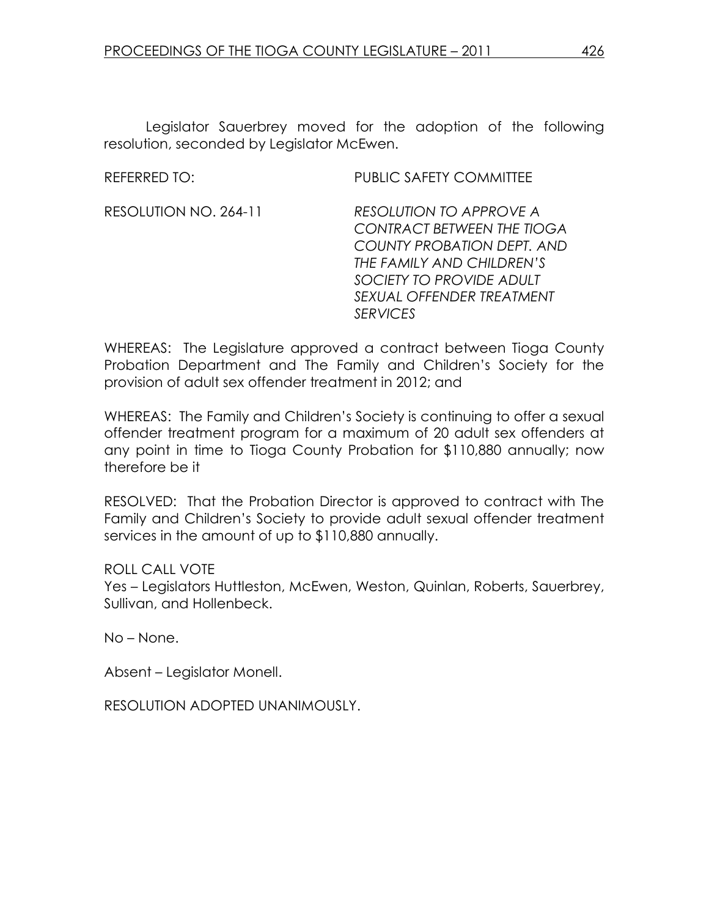Legislator Sauerbrey moved for the adoption of the following resolution, seconded by Legislator McEwen.

REFERRED TO: PUBLIC SAFETY COMMITTEE

RESOLUTION NO. 264-11 *RESOLUTION TO APPROVE A CONTRACT BETWEEN THE TIOGA COUNTY PROBATION DEPT. AND THE FAMILY AND CHILDREN'S SOCIETY TO PROVIDE ADULT SEXUAL OFFENDER TREATMENT SERVICES*

WHEREAS: The Legislature approved a contract between Tioga County Probation Department and The Family and Children's Society for the provision of adult sex offender treatment in 2012; and

WHEREAS: The Family and Children's Society is continuing to offer a sexual offender treatment program for a maximum of 20 adult sex offenders at any point in time to Tioga County Probation for $110,880 annually; now therefore be it

RESOLVED: That the Probation Director is approved to contract with The Family and Children's Society to provide adult sexual offender treatment services in the amount of up to $110,880 annually.

ROLL CALL VOTE
Yes – Legislators Huttleston, McEwen, Weston, Quinlan, Roberts, Sauerbrey, Sullivan, and Hollenbeck.

No – None.

Absent – Legislator Monell.

RESOLUTION ADOPTED UNANIMOUSLY.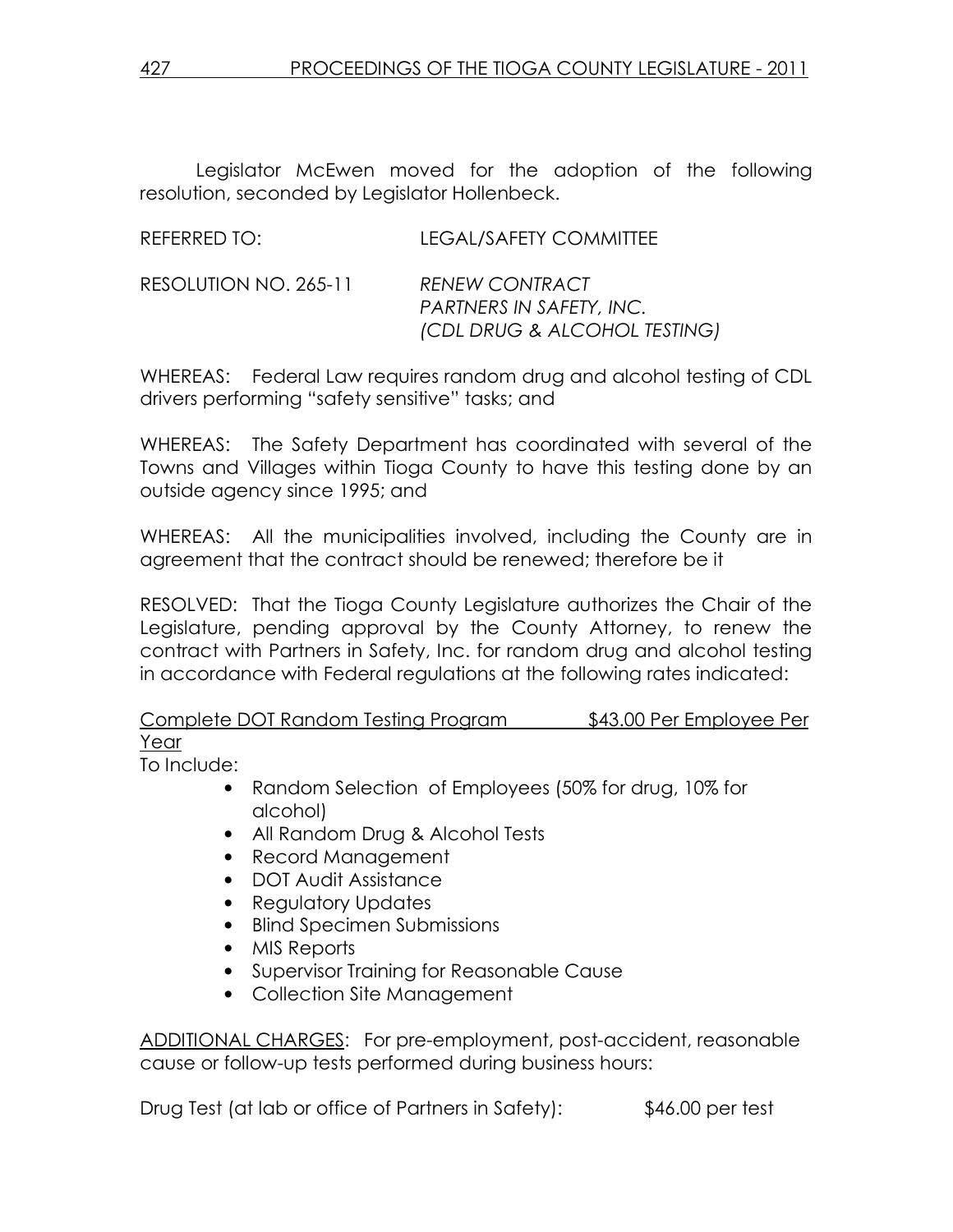Legislator McEwen moved for the adoption of the following resolution, seconded by Legislator Hollenbeck.

REFERRED TO: LEGAL/SAFETY COMMITTEE

RESOLUTION NO. 265-11 *RENEW CONTRACT PARTNERS IN SAFETY, INC. (CDL DRUG & ALCOHOL TESTING)*

WHEREAS: Federal Law requires random drug and alcohol testing of CDL drivers performing "safety sensitive" tasks; and

WHEREAS: The Safety Department has coordinated with several of the Towns and Villages within Tioga County to have this testing done by an outside agency since 1995; and

WHEREAS: All the municipalities involved, including the County are in agreement that the contract should be renewed; therefore be it

RESOLVED: That the Tioga County Legislature authorizes the Chair of the Legislature, pending approval by the County Attorney, to renew the contract with Partners in Safety, Inc. for random drug and alcohol testing in accordance with Federal regulations at the following rates indicated:

<u>Complete DOT Random Testing Program $43.00 Per Employee Per Year</u>

To Include:

- Random Selection of Employees (50% for drug, 10% for alcohol)
- All Random Drug & Alcohol Tests
- Record Management
- DOT Audit Assistance
- Regulatory Updates
- Blind Specimen Submissions
- MIS Reports
- Supervisor Training for Reasonable Cause
- Collection Site Management

<u>ADDITIONAL CHARGES</u>: For pre-employment, post-accident, reasonable cause or follow-up tests performed during business hours:

Drug Test (at lab or office of Partners in Safety): $46.00 per test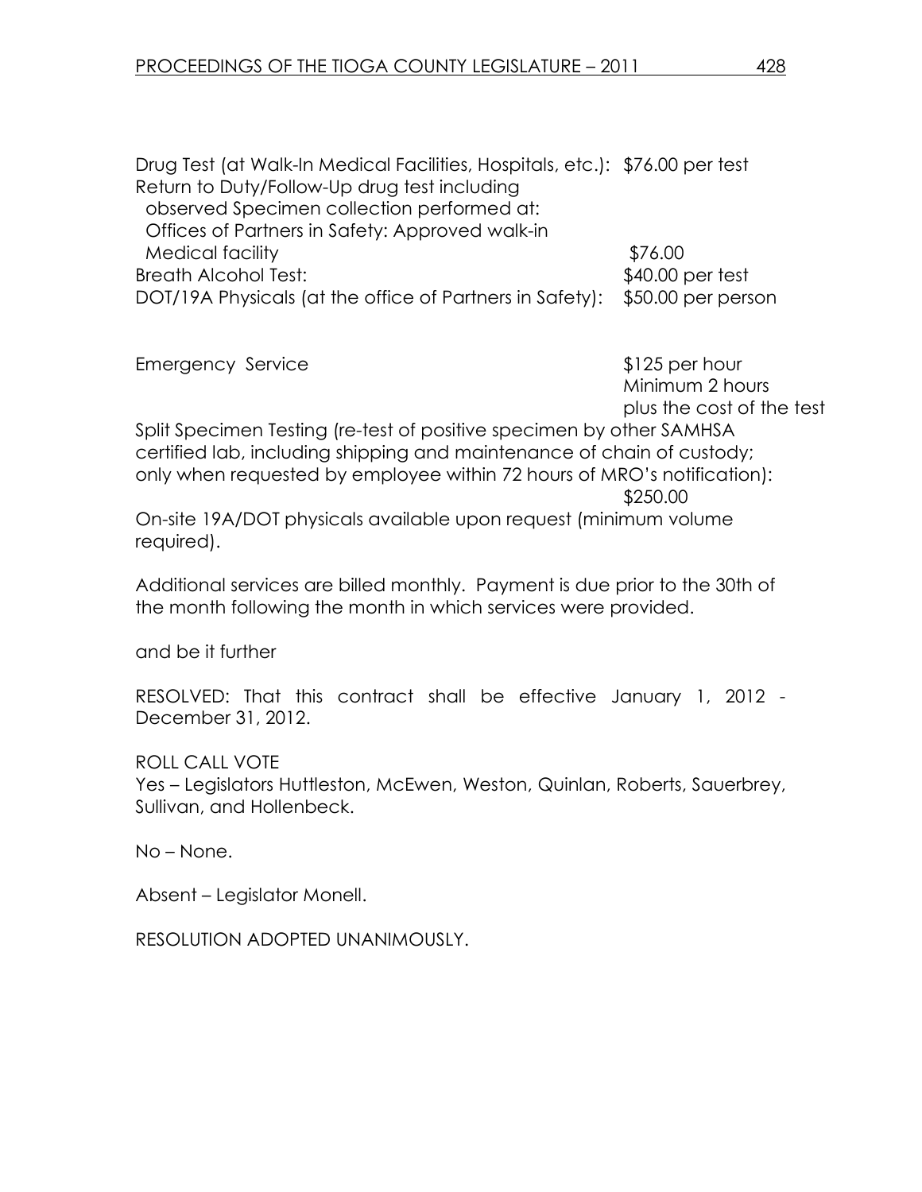Drug Test (at Walk-In Medical Facilities, Hospitals, etc.): $76.00 per test
Return to Duty/Follow-Up drug test including
observed Specimen collection performed at:
Offices of Partners in Safety: Approved walk-in
Medical facility $76.00
Breath Alcohol Test: $40.00 per test
DOT/19A Physicals (at the office of Partners in Safety): $50.00 per person

Emergency Service $125 per hour
Minimum 2 hours
plus the cost of the test

Split Specimen Testing (re-test of positive specimen by other SAMHSA certified lab, including shipping and maintenance of chain of custody; only when requested by employee within 72 hours of MRO's notification): $250.00

On-site 19A/DOT physicals available upon request (minimum volume required).

Additional services are billed monthly. Payment is due prior to the 30th of the month following the month in which services were provided.

and be it further

RESOLVED: That this contract shall be effective January 1, 2012 - December 31, 2012.

ROLL CALL VOTE
Yes – Legislators Huttleston, McEwen, Weston, Quinlan, Roberts, Sauerbrey, Sullivan, and Hollenbeck.

No – None.

Absent – Legislator Monell.

RESOLUTION ADOPTED UNANIMOUSLY.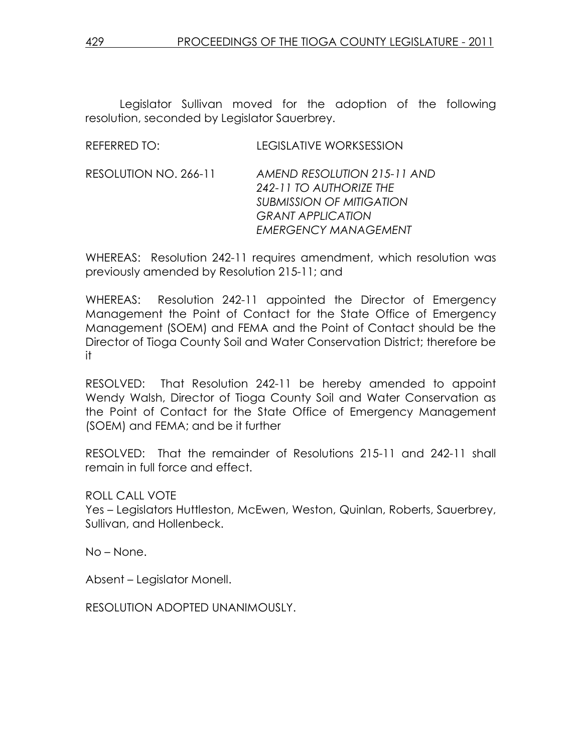Legislator Sullivan moved for the adoption of the following resolution, seconded by Legislator Sauerbrey.

REFERRED TO: LEGISLATIVE WORKSESSION

RESOLUTION NO. 266-11 *AMEND RESOLUTION 215-11 AND 242-11 TO AUTHORIZE THE SUBMISSION OF MITIGATION GRANT APPLICATION EMERGENCY MANAGEMENT*

WHEREAS: Resolution 242-11 requires amendment, which resolution was previously amended by Resolution 215-11; and

WHEREAS: Resolution 242-11 appointed the Director of Emergency Management the Point of Contact for the State Office of Emergency Management (SOEM) and FEMA and the Point of Contact should be the Director of Tioga County Soil and Water Conservation District; therefore be it

RESOLVED: That Resolution 242-11 be hereby amended to appoint Wendy Walsh, Director of Tioga County Soil and Water Conservation as the Point of Contact for the State Office of Emergency Management (SOEM) and FEMA; and be it further

RESOLVED: That the remainder of Resolutions 215-11 and 242-11 shall remain in full force and effect.

ROLL CALL VOTE
Yes – Legislators Huttleston, McEwen, Weston, Quinlan, Roberts, Sauerbrey, Sullivan, and Hollenbeck.

No – None.

Absent – Legislator Monell.

RESOLUTION ADOPTED UNANIMOUSLY.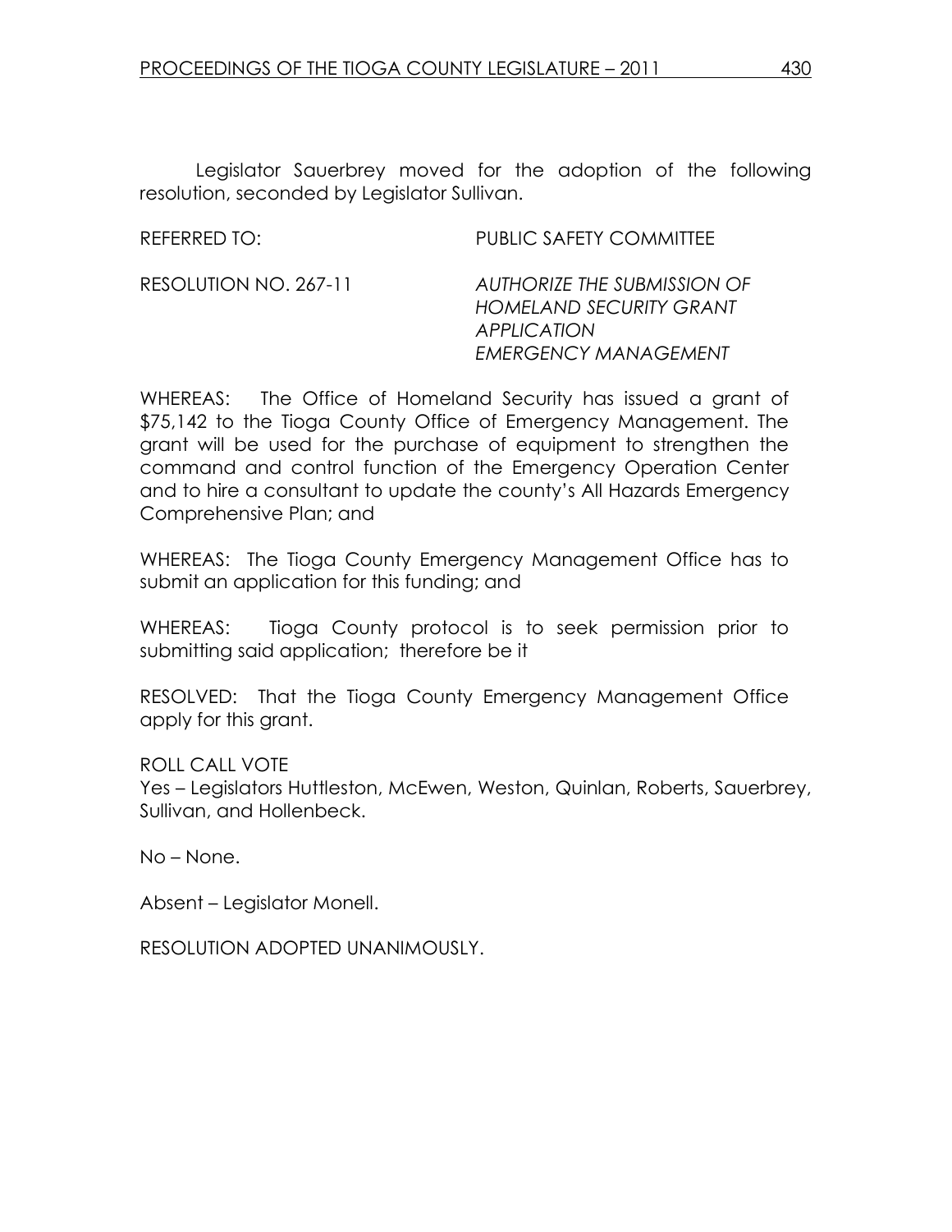Legislator Sauerbrey moved for the adoption of the following resolution, seconded by Legislator Sullivan.

REFERRED TO: PUBLIC SAFETY COMMITTEE

RESOLUTION NO. 267-11 *AUTHORIZE THE SUBMISSION OF HOMELAND SECURITY GRANT APPLICATION EMERGENCY MANAGEMENT*

WHEREAS: The Office of Homeland Security has issued a grant of $75,142 to the Tioga County Office of Emergency Management. The grant will be used for the purchase of equipment to strengthen the command and control function of the Emergency Operation Center and to hire a consultant to update the county's All Hazards Emergency Comprehensive Plan; and

WHEREAS: The Tioga County Emergency Management Office has to submit an application for this funding; and

WHEREAS: Tioga County protocol is to seek permission prior to submitting said application; therefore be it

RESOLVED: That the Tioga County Emergency Management Office apply for this grant.

ROLL CALL VOTE
Yes – Legislators Huttleston, McEwen, Weston, Quinlan, Roberts, Sauerbrey, Sullivan, and Hollenbeck.

No – None.

Absent – Legislator Monell.

RESOLUTION ADOPTED UNANIMOUSLY.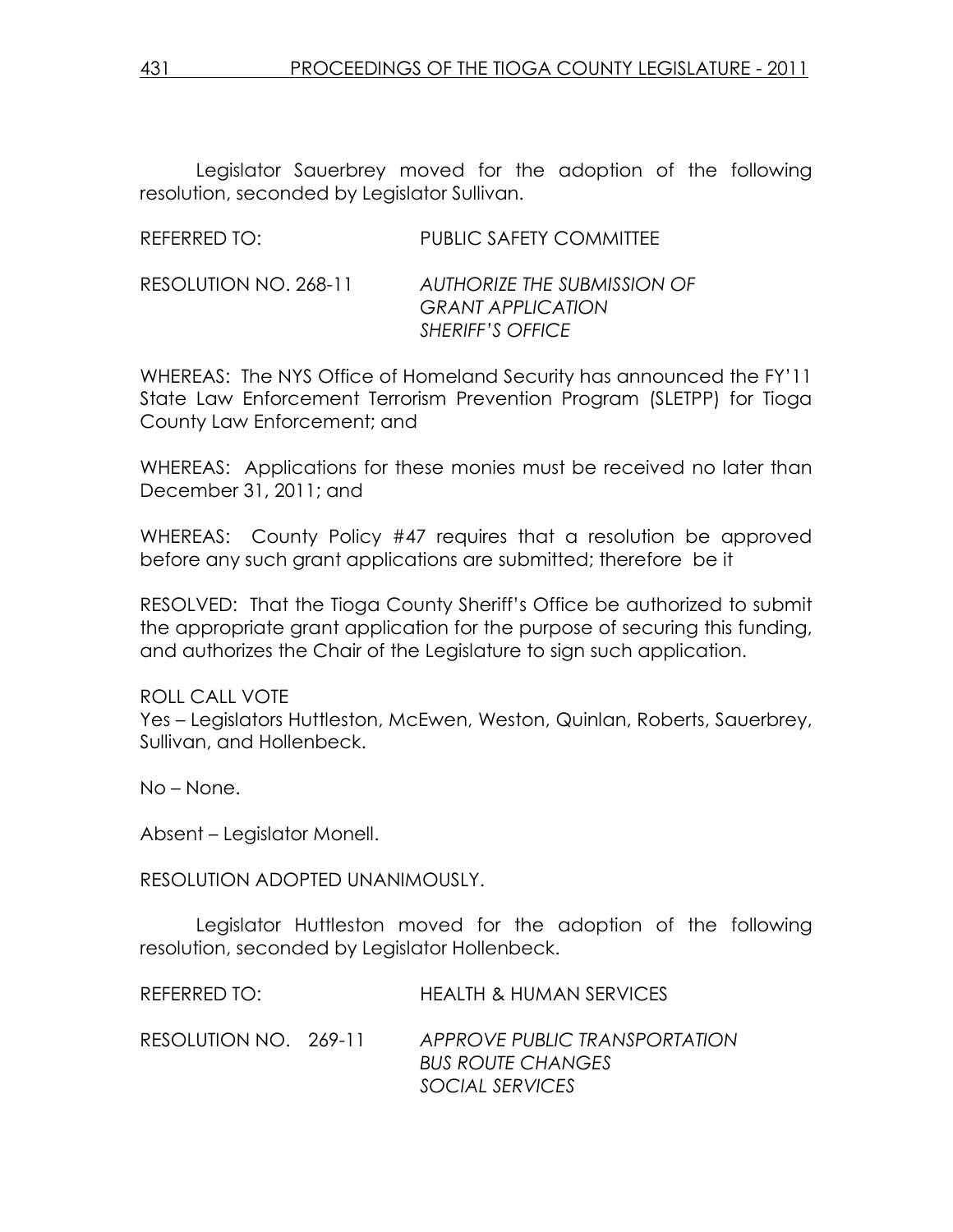Legislator Sauerbrey moved for the adoption of the following resolution, seconded by Legislator Sullivan.

REFERRED TO: PUBLIC SAFETY COMMITTEE

RESOLUTION NO. 268-11 *AUTHORIZE THE SUBMISSION OF GRANT APPLICATION SHERIFF'S OFFICE*

WHEREAS: The NYS Office of Homeland Security has announced the FY'11 State Law Enforcement Terrorism Prevention Program (SLETPP) for Tioga County Law Enforcement; and

WHEREAS: Applications for these monies must be received no later than December 31, 2011; and

WHEREAS: County Policy #47 requires that a resolution be approved before any such grant applications are submitted; therefore be it

RESOLVED: That the Tioga County Sheriff's Office be authorized to submit the appropriate grant application for the purpose of securing this funding, and authorizes the Chair of the Legislature to sign such application.

ROLL CALL VOTE
Yes – Legislators Huttleston, McEwen, Weston, Quinlan, Roberts, Sauerbrey, Sullivan, and Hollenbeck.

No – None.

Absent – Legislator Monell.

RESOLUTION ADOPTED UNANIMOUSLY.

Legislator Huttleston moved for the adoption of the following resolution, seconded by Legislator Hollenbeck.

REFERRED TO: HEALTH & HUMAN SERVICES

RESOLUTION NO. 269-11 *APPROVE PUBLIC TRANSPORTATION BUS ROUTE CHANGES SOCIAL SERVICES*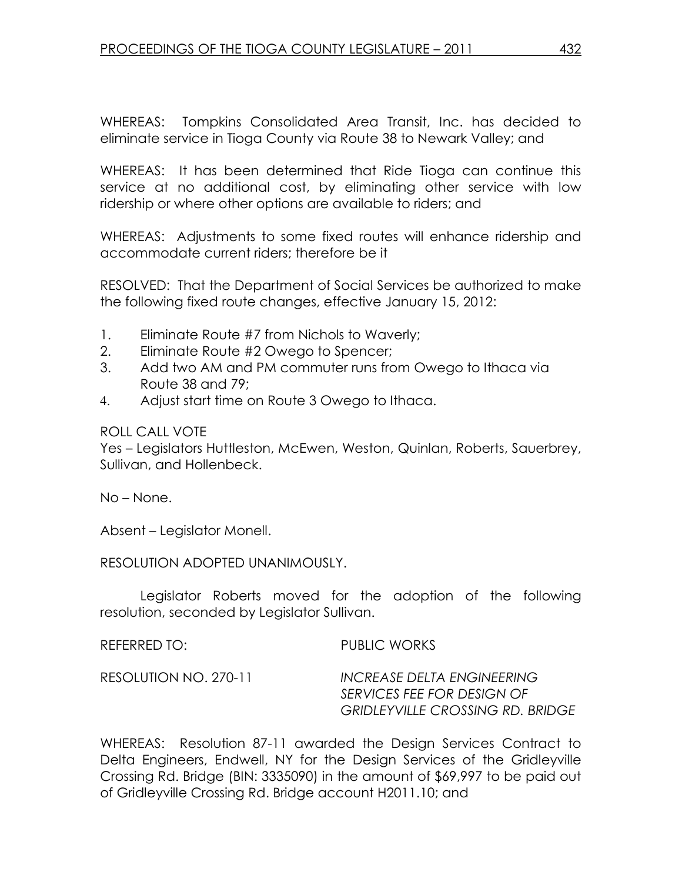WHEREAS: Tompkins Consolidated Area Transit, Inc. has decided to eliminate service in Tioga County via Route 38 to Newark Valley; and

WHEREAS: It has been determined that Ride Tioga can continue this service at no additional cost, by eliminating other service with low ridership or where other options are available to riders; and

WHEREAS: Adjustments to some fixed routes will enhance ridership and accommodate current riders; therefore be it

RESOLVED: That the Department of Social Services be authorized to make the following fixed route changes, effective January 15, 2012:

1. Eliminate Route #7 from Nichols to Waverly;
2. Eliminate Route #2 Owego to Spencer;
3. Add two AM and PM commuter runs from Owego to Ithaca via Route 38 and 79;
4. Adjust start time on Route 3 Owego to Ithaca.

ROLL CALL VOTE
Yes – Legislators Huttleston, McEwen, Weston, Quinlan, Roberts, Sauerbrey, Sullivan, and Hollenbeck.

No – None.

Absent – Legislator Monell.

RESOLUTION ADOPTED UNANIMOUSLY.

Legislator Roberts moved for the adoption of the following resolution, seconded by Legislator Sullivan.

REFERRED TO: PUBLIC WORKS

RESOLUTION NO. 270-11 *INCREASE DELTA ENGINEERING SERVICES FEE FOR DESIGN OF GRIDLEYVILLE CROSSING RD. BRIDGE*

WHEREAS: Resolution 87-11 awarded the Design Services Contract to Delta Engineers, Endwell, NY for the Design Services of the Gridleyville Crossing Rd. Bridge (BIN: 3335090) in the amount of $69,997 to be paid out of Gridleyville Crossing Rd. Bridge account H2011.10; and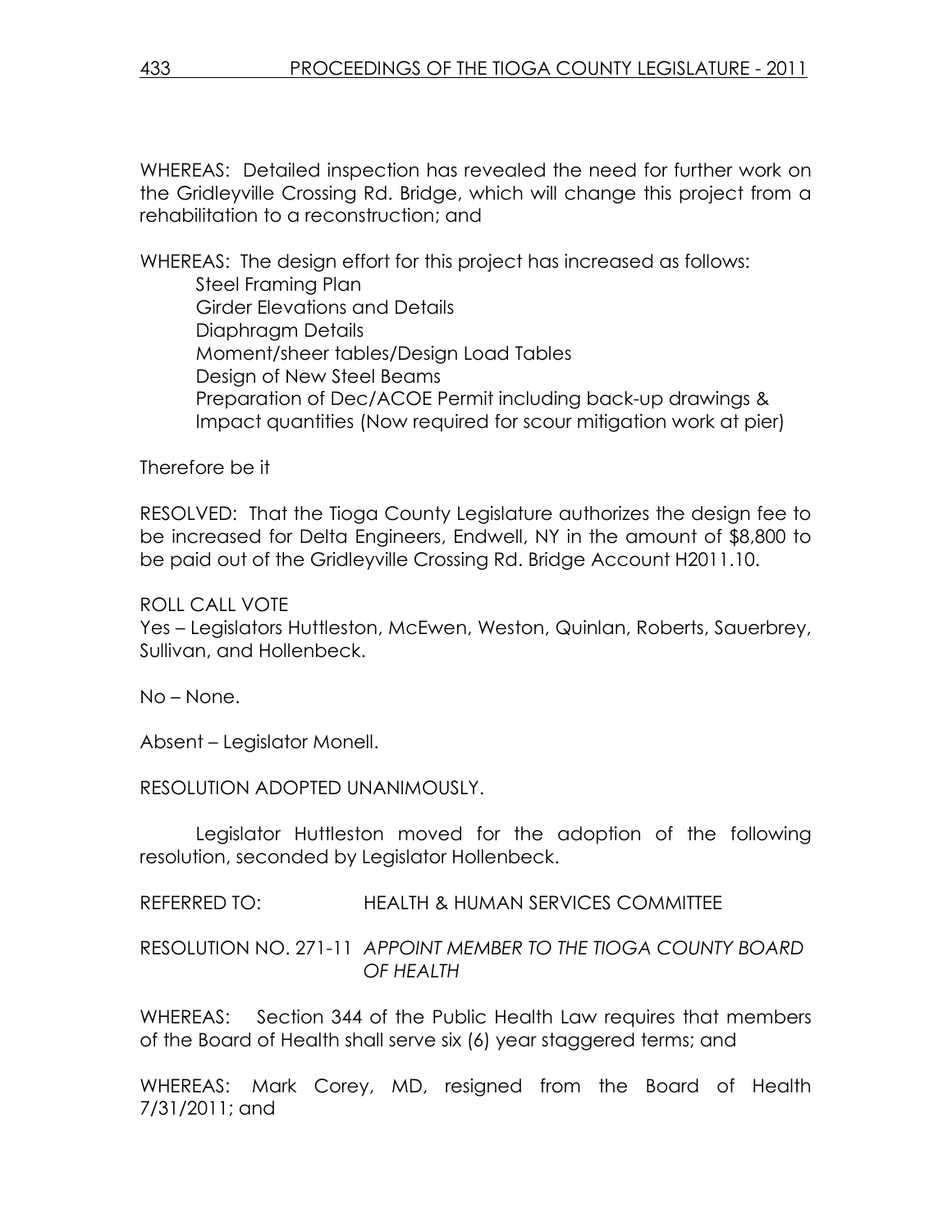WHEREAS: Detailed inspection has revealed the need for further work on the Gridleyville Crossing Rd. Bridge, which will change this project from a rehabilitation to a reconstruction; and

WHEREAS: The design effort for this project has increased as follows:

Steel Framing Plan
Girder Elevations and Details
Diaphragm Details
Moment/sheer tables/Design Load Tables
Design of New Steel Beams
Preparation of Dec/ACOE Permit including back-up drawings & Impact quantities (Now required for scour mitigation work at pier)

Therefore be it

RESOLVED: That the Tioga County Legislature authorizes the design fee to be increased for Delta Engineers, Endwell, NY in the amount of $8,800 to be paid out of the Gridleyville Crossing Rd. Bridge Account H2011.10.

ROLL CALL VOTE
Yes – Legislators Huttleston, McEwen, Weston, Quinlan, Roberts, Sauerbrey, Sullivan, and Hollenbeck.

No – None.

Absent – Legislator Monell.

RESOLUTION ADOPTED UNANIMOUSLY.

Legislator Huttleston moved for the adoption of the following resolution, seconded by Legislator Hollenbeck.

REFERRED TO: HEALTH & HUMAN SERVICES COMMITTEE

RESOLUTION NO. 271-11 *APPOINT MEMBER TO THE TIOGA COUNTY BOARD OF HEALTH*

WHEREAS: Section 344 of the Public Health Law requires that members of the Board of Health shall serve six (6) year staggered terms; and

WHEREAS: Mark Corey, MD, resigned from the Board of Health 7/31/2011; and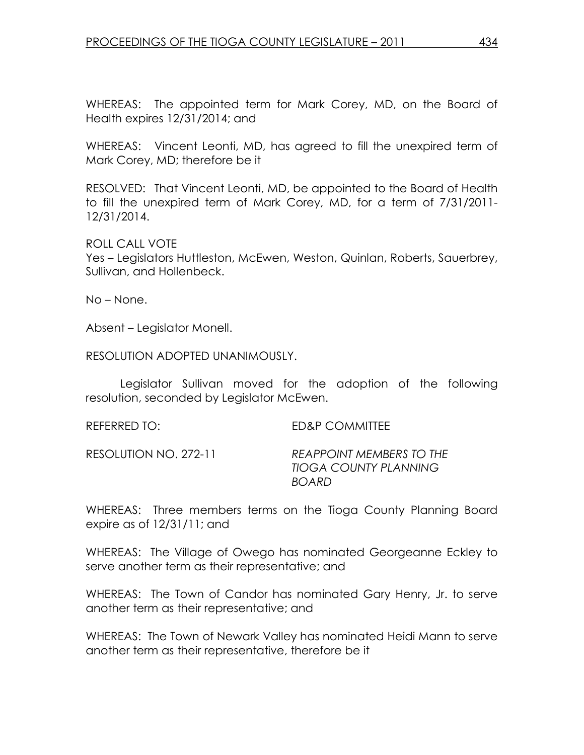WHEREAS: The appointed term for Mark Corey, MD, on the Board of Health expires 12/31/2014; and

WHEREAS: Vincent Leonti, MD, has agreed to fill the unexpired term of Mark Corey, MD; therefore be it

RESOLVED: That Vincent Leonti, MD, be appointed to the Board of Health to fill the unexpired term of Mark Corey, MD, for a term of 7/31/2011-12/31/2014.

ROLL CALL VOTE
Yes – Legislators Huttleston, McEwen, Weston, Quinlan, Roberts, Sauerbrey, Sullivan, and Hollenbeck.

No – None.

Absent – Legislator Monell.

RESOLUTION ADOPTED UNANIMOUSLY.

Legislator Sullivan moved for the adoption of the following resolution, seconded by Legislator McEwen.

REFERRED TO: ED&P COMMITTEE

RESOLUTION NO. 272-11 *REAPPOINT MEMBERS TO THE TIOGA COUNTY PLANNING BOARD*

WHEREAS: Three members terms on the Tioga County Planning Board expire as of 12/31/11; and

WHEREAS: The Village of Owego has nominated Georgeanne Eckley to serve another term as their representative; and

WHEREAS: The Town of Candor has nominated Gary Henry, Jr. to serve another term as their representative; and

WHEREAS: The Town of Newark Valley has nominated Heidi Mann to serve another term as their representative, therefore be it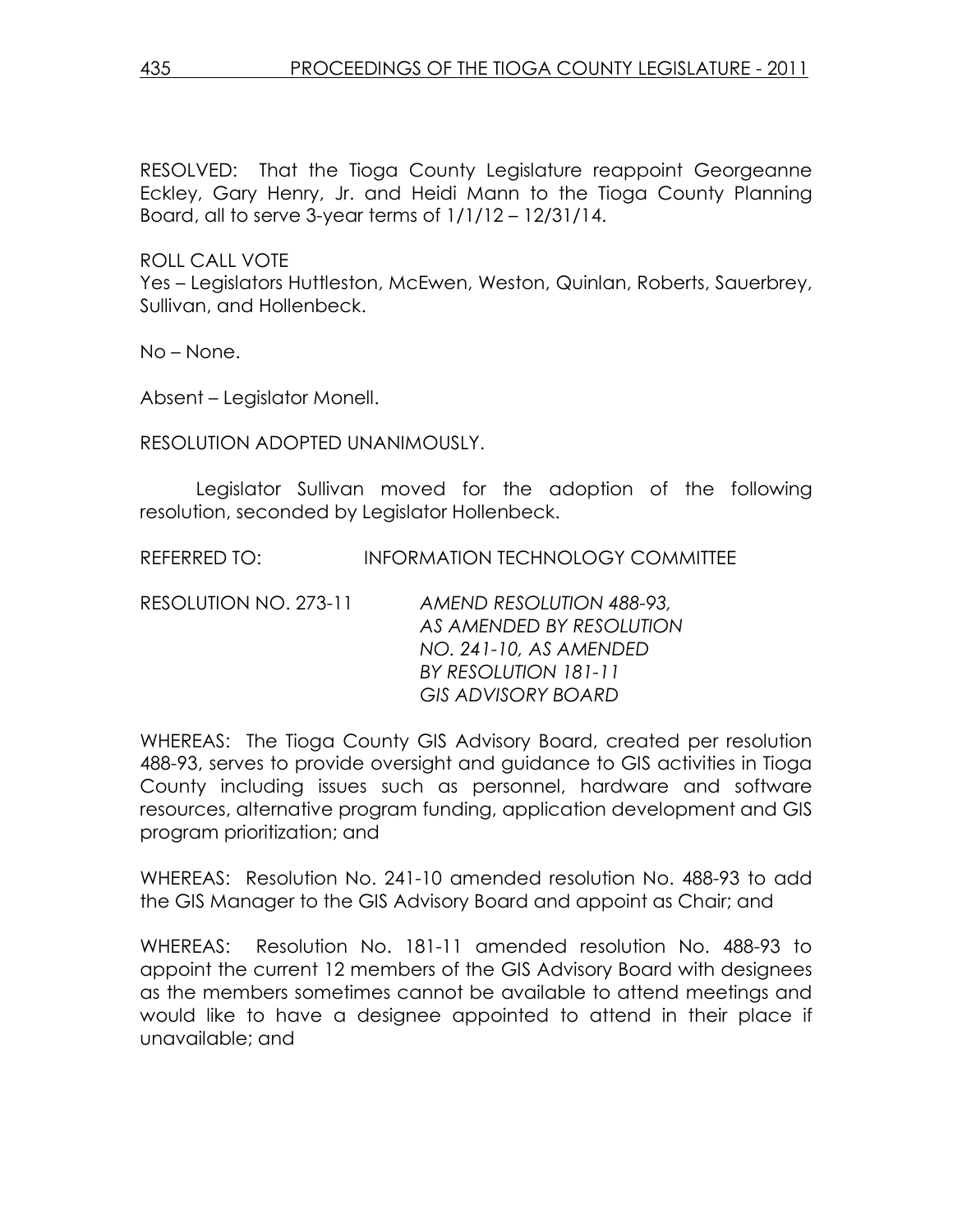RESOLVED: That the Tioga County Legislature reappoint Georgeanne Eckley, Gary Henry, Jr. and Heidi Mann to the Tioga County Planning Board, all to serve 3-year terms of 1/1/12 – 12/31/14.

ROLL CALL VOTE
Yes – Legislators Huttleston, McEwen, Weston, Quinlan, Roberts, Sauerbrey, Sullivan, and Hollenbeck.

No – None.

Absent – Legislator Monell.

RESOLUTION ADOPTED UNANIMOUSLY.

Legislator Sullivan moved for the adoption of the following resolution, seconded by Legislator Hollenbeck.

REFERRED TO: INFORMATION TECHNOLOGY COMMITTEE

RESOLUTION NO. 273-11 *AMEND RESOLUTION 488-93, AS AMENDED BY RESOLUTION NO. 241-10, AS AMENDED BY RESOLUTION 181-11 GIS ADVISORY BOARD*

WHEREAS: The Tioga County GIS Advisory Board, created per resolution 488-93, serves to provide oversight and guidance to GIS activities in Tioga County including issues such as personnel, hardware and software resources, alternative program funding, application development and GIS program prioritization; and

WHEREAS: Resolution No. 241-10 amended resolution No. 488-93 to add the GIS Manager to the GIS Advisory Board and appoint as Chair; and

WHEREAS: Resolution No. 181-11 amended resolution No. 488-93 to appoint the current 12 members of the GIS Advisory Board with designees as the members sometimes cannot be available to attend meetings and would like to have a designee appointed to attend in their place if unavailable; and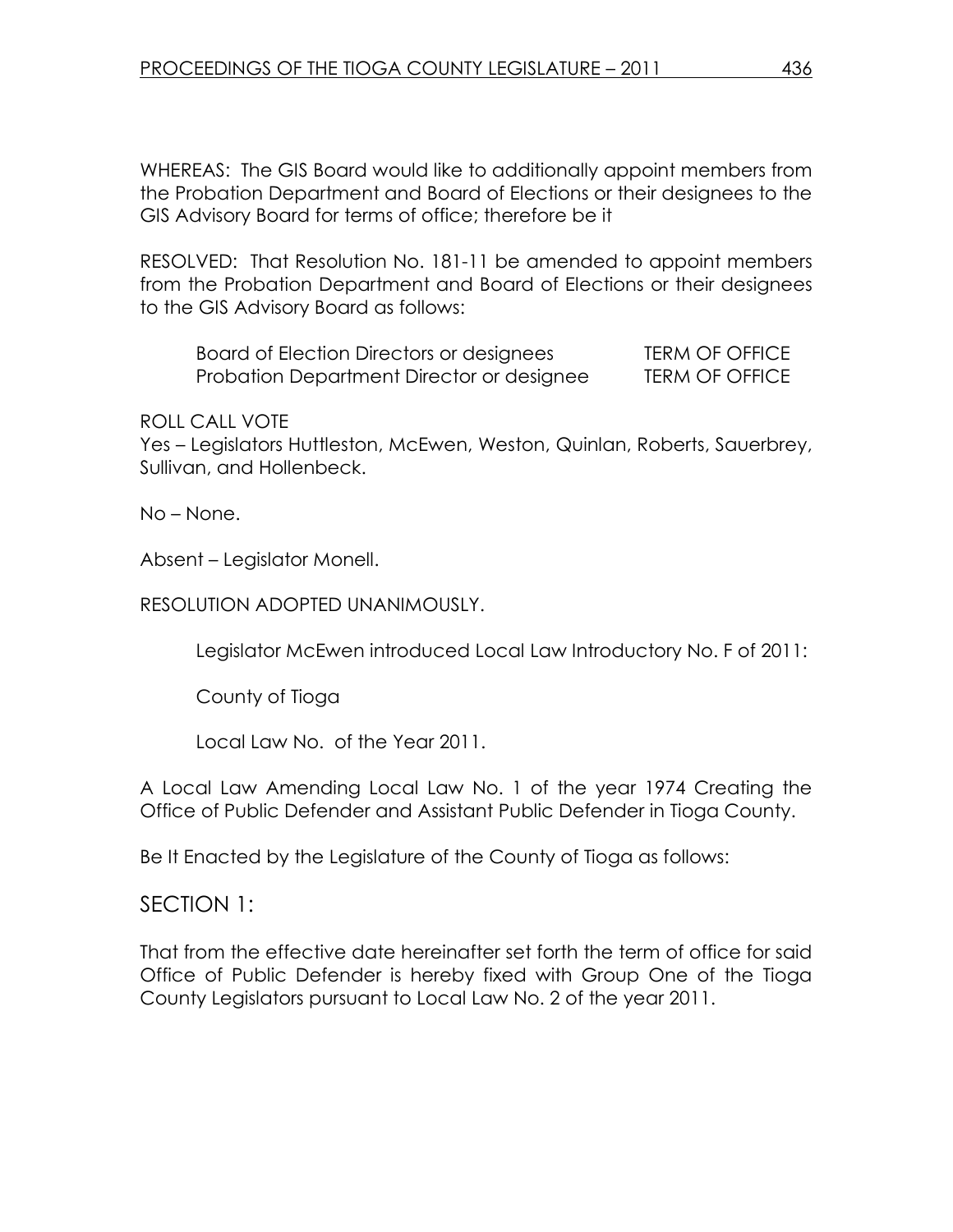WHEREAS: The GIS Board would like to additionally appoint members from the Probation Department and Board of Elections or their designees to the GIS Advisory Board for terms of office; therefore be it

RESOLVED: That Resolution No. 181-11 be amended to appoint members from the Probation Department and Board of Elections or their designees to the GIS Advisory Board as follows:

| | |
|---|---|
| Board of Election Directors or designees | TERM OF OFFICE |
| Probation Department Director or designee | TERM OF OFFICE |

ROLL CALL VOTE
Yes – Legislators Huttleston, McEwen, Weston, Quinlan, Roberts, Sauerbrey, Sullivan, and Hollenbeck.

No – None.

Absent – Legislator Monell.

RESOLUTION ADOPTED UNANIMOUSLY.

Legislator McEwen introduced Local Law Introductory No. F of 2011:

County of Tioga

Local Law No. of the Year 2011.

A Local Law Amending Local Law No. 1 of the year 1974 Creating the Office of Public Defender and Assistant Public Defender in Tioga County.

Be It Enacted by the Legislature of the County of Tioga as follows:

## SECTION 1:

That from the effective date hereinafter set forth the term of office for said Office of Public Defender is hereby fixed with Group One of the Tioga County Legislators pursuant to Local Law No. 2 of the year 2011.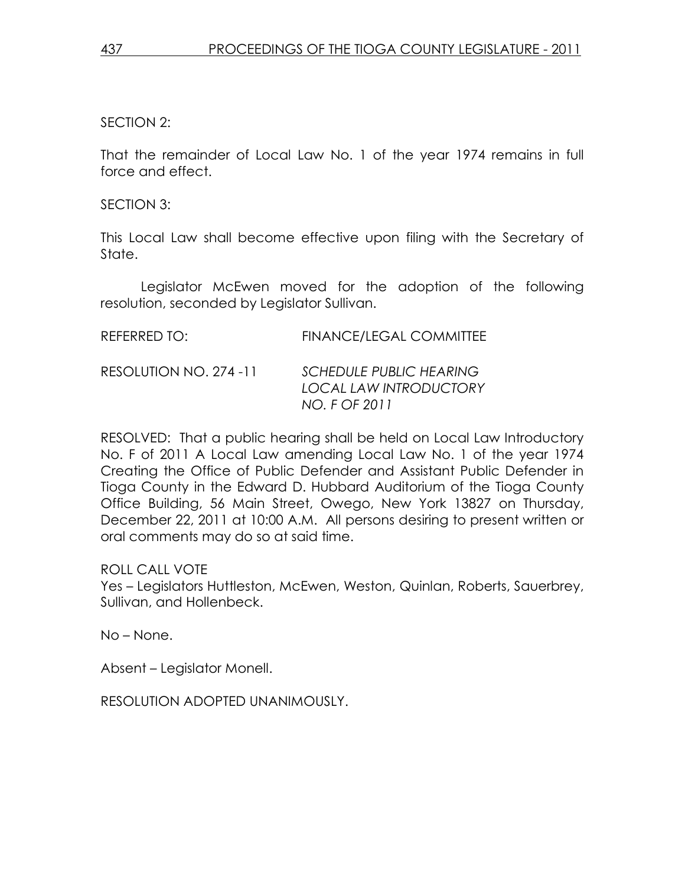SECTION 2:

That the remainder of Local Law No. 1 of the year 1974 remains in full force and effect.

SECTION 3:

This Local Law shall become effective upon filing with the Secretary of State.

Legislator McEwen moved for the adoption of the following resolution, seconded by Legislator Sullivan.

REFERRED TO: FINANCE/LEGAL COMMITTEE

RESOLUTION NO. 274 -11 *SCHEDULE PUBLIC HEARING LOCAL LAW INTRODUCTORY NO. F OF 2011*

RESOLVED: That a public hearing shall be held on Local Law Introductory No. F of 2011 A Local Law amending Local Law No. 1 of the year 1974 Creating the Office of Public Defender and Assistant Public Defender in Tioga County in the Edward D. Hubbard Auditorium of the Tioga County Office Building, 56 Main Street, Owego, New York 13827 on Thursday, December 22, 2011 at 10:00 A.M. All persons desiring to present written or oral comments may do so at said time.

ROLL CALL VOTE
Yes – Legislators Huttleston, McEwen, Weston, Quinlan, Roberts, Sauerbrey, Sullivan, and Hollenbeck.

No – None.

Absent – Legislator Monell.

RESOLUTION ADOPTED UNANIMOUSLY.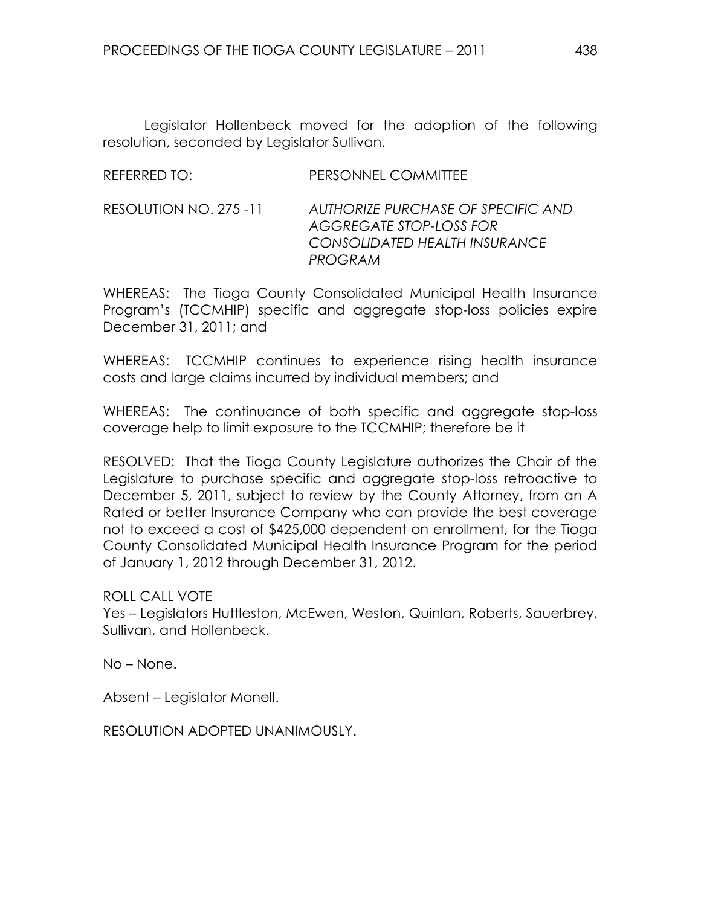Legislator Hollenbeck moved for the adoption of the following resolution, seconded by Legislator Sullivan.

REFERRED TO: PERSONNEL COMMITTEE

RESOLUTION NO. 275 -11 *AUTHORIZE PURCHASE OF SPECIFIC AND AGGREGATE STOP-LOSS FOR CONSOLIDATED HEALTH INSURANCE PROGRAM*

WHEREAS: The Tioga County Consolidated Municipal Health Insurance Program's (TCCMHIP) specific and aggregate stop-loss policies expire December 31, 2011; and

WHEREAS: TCCMHIP continues to experience rising health insurance costs and large claims incurred by individual members; and

WHEREAS: The continuance of both specific and aggregate stop-loss coverage help to limit exposure to the TCCMHIP; therefore be it

RESOLVED: That the Tioga County Legislature authorizes the Chair of the Legislature to purchase specific and aggregate stop-loss retroactive to December 5, 2011, subject to review by the County Attorney, from an A Rated or better Insurance Company who can provide the best coverage not to exceed a cost of $425,000 dependent on enrollment, for the Tioga County Consolidated Municipal Health Insurance Program for the period of January 1, 2012 through December 31, 2012.

ROLL CALL VOTE
Yes – Legislators Huttleston, McEwen, Weston, Quinlan, Roberts, Sauerbrey, Sullivan, and Hollenbeck.

No – None.

Absent – Legislator Monell.

RESOLUTION ADOPTED UNANIMOUSLY.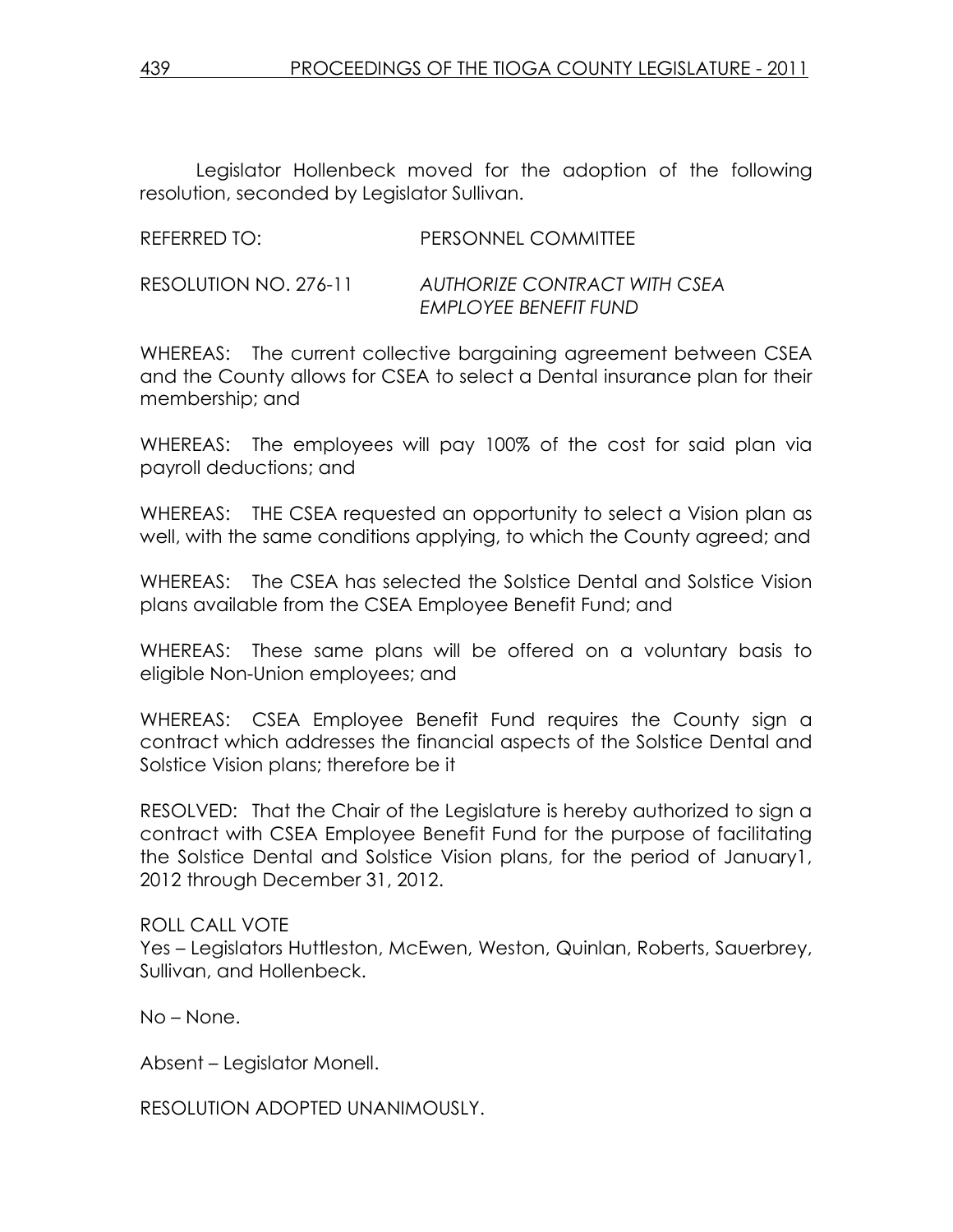Legislator Hollenbeck moved for the adoption of the following resolution, seconded by Legislator Sullivan.

REFERRED TO: PERSONNEL COMMITTEE

RESOLUTION NO. 276-11 *AUTHORIZE CONTRACT WITH CSEA EMPLOYEE BENEFIT FUND*

WHEREAS: The current collective bargaining agreement between CSEA and the County allows for CSEA to select a Dental insurance plan for their membership; and

WHEREAS: The employees will pay 100% of the cost for said plan via payroll deductions; and

WHEREAS: THE CSEA requested an opportunity to select a Vision plan as well, with the same conditions applying, to which the County agreed; and

WHEREAS: The CSEA has selected the Solstice Dental and Solstice Vision plans available from the CSEA Employee Benefit Fund; and

WHEREAS: These same plans will be offered on a voluntary basis to eligible Non-Union employees; and

WHEREAS: CSEA Employee Benefit Fund requires the County sign a contract which addresses the financial aspects of the Solstice Dental and Solstice Vision plans; therefore be it

RESOLVED: That the Chair of the Legislature is hereby authorized to sign a contract with CSEA Employee Benefit Fund for the purpose of facilitating the Solstice Dental and Solstice Vision plans, for the period of January1, 2012 through December 31, 2012.

ROLL CALL VOTE
Yes – Legislators Huttleston, McEwen, Weston, Quinlan, Roberts, Sauerbrey, Sullivan, and Hollenbeck.

No – None.

Absent – Legislator Monell.

RESOLUTION ADOPTED UNANIMOUSLY.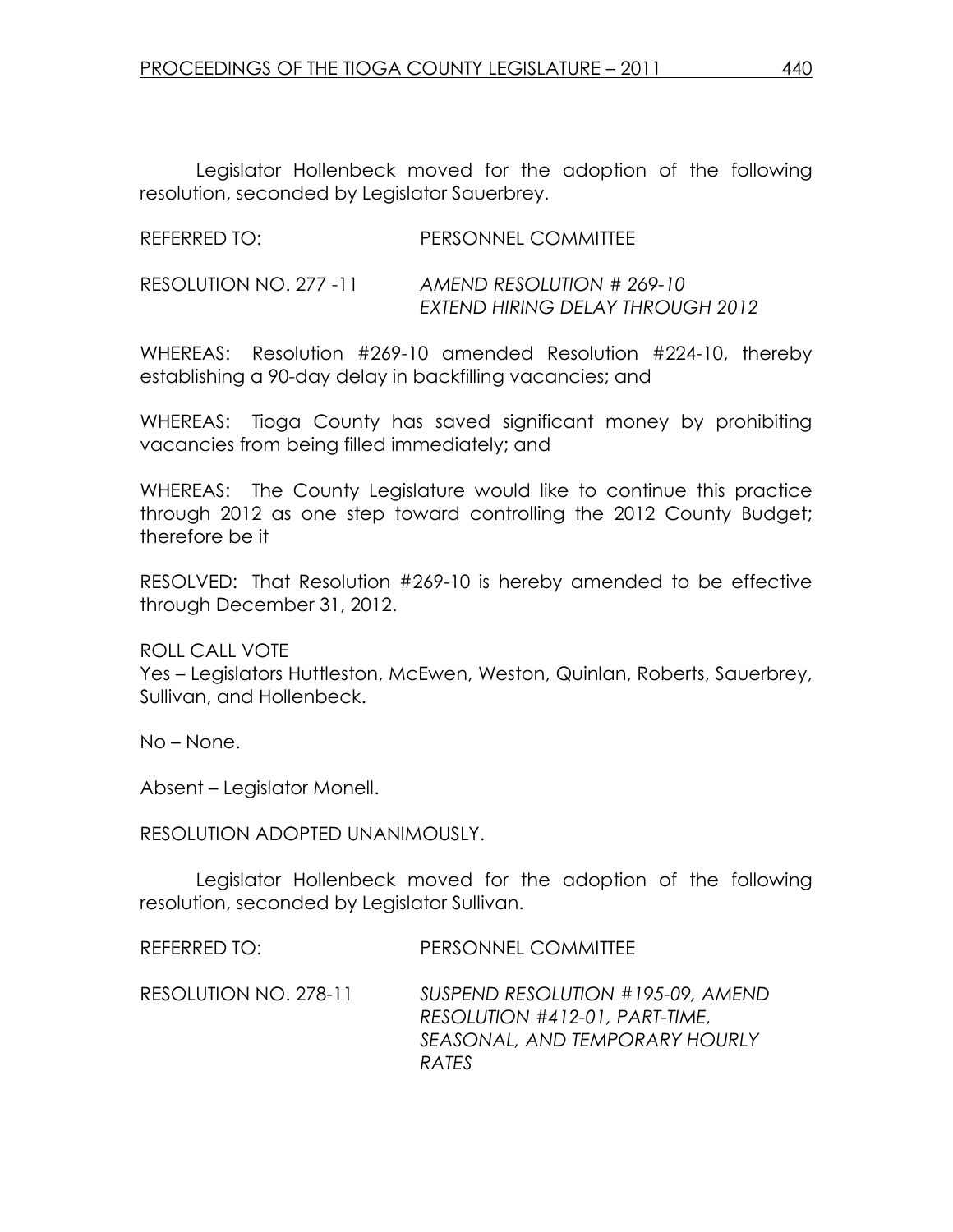Legislator Hollenbeck moved for the adoption of the following resolution, seconded by Legislator Sauerbrey.

REFERRED TO: PERSONNEL COMMITTEE

RESOLUTION NO. 277 -11 *AMEND RESOLUTION # 269-10 EXTEND HIRING DELAY THROUGH 2012*

WHEREAS: Resolution #269-10 amended Resolution #224-10, thereby establishing a 90-day delay in backfilling vacancies; and

WHEREAS: Tioga County has saved significant money by prohibiting vacancies from being filled immediately; and

WHEREAS: The County Legislature would like to continue this practice through 2012 as one step toward controlling the 2012 County Budget; therefore be it

RESOLVED: That Resolution #269-10 is hereby amended to be effective through December 31, 2012.

ROLL CALL VOTE
Yes – Legislators Huttleston, McEwen, Weston, Quinlan, Roberts, Sauerbrey, Sullivan, and Hollenbeck.

No – None.

Absent – Legislator Monell.

RESOLUTION ADOPTED UNANIMOUSLY.

Legislator Hollenbeck moved for the adoption of the following resolution, seconded by Legislator Sullivan.

REFERRED TO: PERSONNEL COMMITTEE

RESOLUTION NO. 278-11 *SUSPEND RESOLUTION #195-09, AMEND RESOLUTION #412-01, PART-TIME, SEASONAL, AND TEMPORARY HOURLY RATES*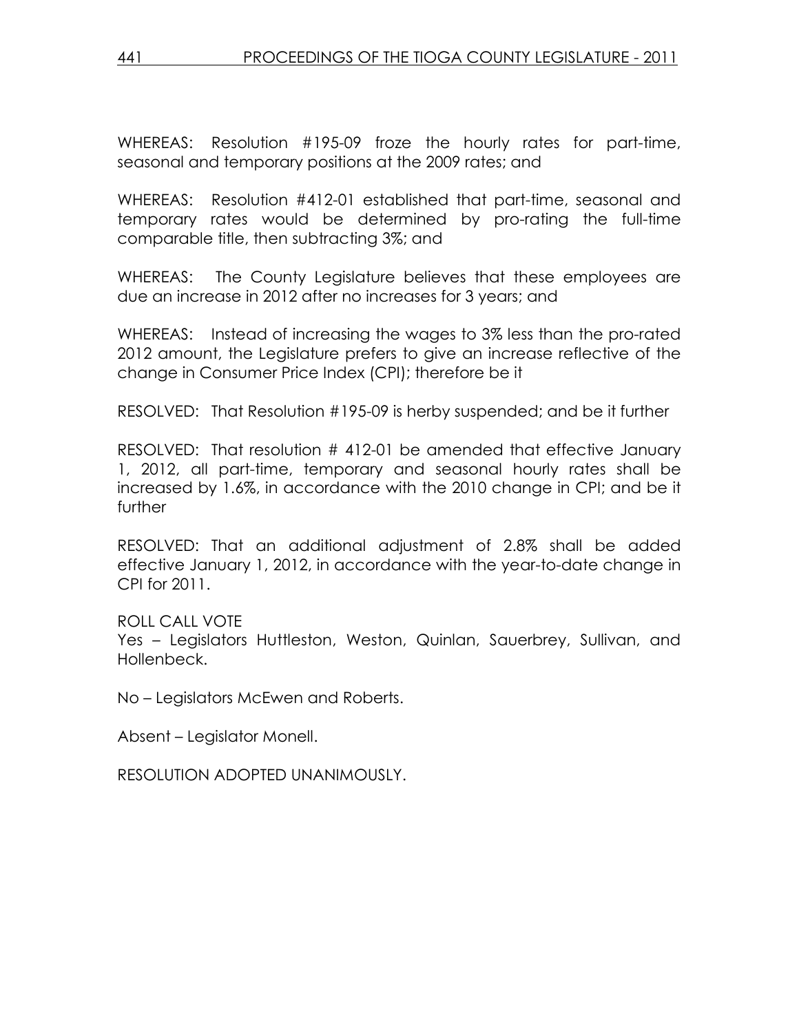WHEREAS: Resolution #195-09 froze the hourly rates for part-time, seasonal and temporary positions at the 2009 rates; and

WHEREAS: Resolution #412-01 established that part-time, seasonal and temporary rates would be determined by pro-rating the full-time comparable title, then subtracting 3%; and

WHEREAS: The County Legislature believes that these employees are due an increase in 2012 after no increases for 3 years; and

WHEREAS: Instead of increasing the wages to 3% less than the pro-rated 2012 amount, the Legislature prefers to give an increase reflective of the change in Consumer Price Index (CPI); therefore be it

RESOLVED: That Resolution #195-09 is herby suspended; and be it further

RESOLVED: That resolution # 412-01 be amended that effective January 1, 2012, all part-time, temporary and seasonal hourly rates shall be increased by 1.6%, in accordance with the 2010 change in CPI; and be it further

RESOLVED: That an additional adjustment of 2.8% shall be added effective January 1, 2012, in accordance with the year-to-date change in CPI for 2011.

ROLL CALL VOTE
Yes – Legislators Huttleston, Weston, Quinlan, Sauerbrey, Sullivan, and Hollenbeck.

No – Legislators McEwen and Roberts.

Absent – Legislator Monell.

RESOLUTION ADOPTED UNANIMOUSLY.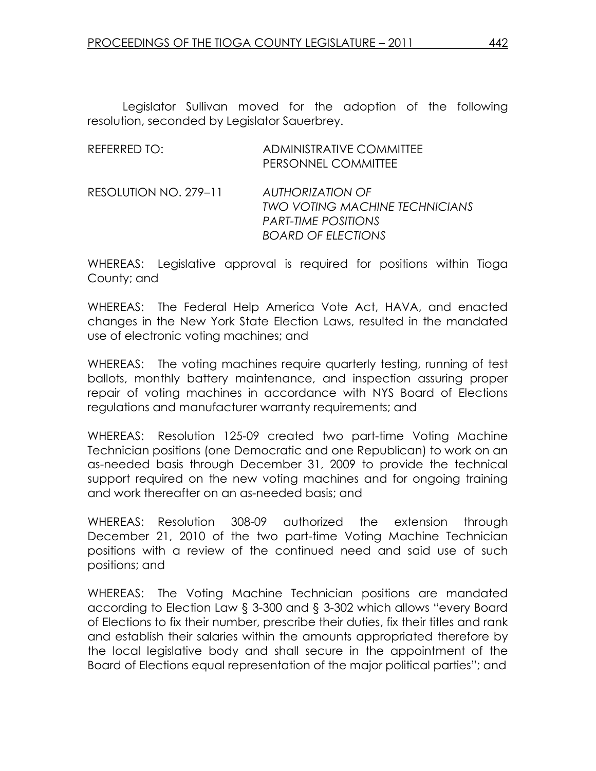Legislator Sullivan moved for the adoption of the following resolution, seconded by Legislator Sauerbrey.

REFERRED TO: ADMINISTRATIVE COMMITTEE
PERSONNEL COMMITTEE

RESOLUTION NO. 279–11 *AUTHORIZATION OF TWO VOTING MACHINE TECHNICIANS PART-TIME POSITIONS BOARD OF ELECTIONS*

WHEREAS: Legislative approval is required for positions within Tioga County; and

WHEREAS: The Federal Help America Vote Act, HAVA, and enacted changes in the New York State Election Laws, resulted in the mandated use of electronic voting machines; and

WHEREAS: The voting machines require quarterly testing, running of test ballots, monthly battery maintenance, and inspection assuring proper repair of voting machines in accordance with NYS Board of Elections regulations and manufacturer warranty requirements; and

WHEREAS: Resolution 125-09 created two part-time Voting Machine Technician positions (one Democratic and one Republican) to work on an as-needed basis through December 31, 2009 to provide the technical support required on the new voting machines and for ongoing training and work thereafter on an as-needed basis; and

WHEREAS: Resolution 308-09 authorized the extension through December 21, 2010 of the two part-time Voting Machine Technician positions with a review of the continued need and said use of such positions; and

WHEREAS: The Voting Machine Technician positions are mandated according to Election Law § 3-300 and § 3-302 which allows "every Board of Elections to fix their number, prescribe their duties, fix their titles and rank and establish their salaries within the amounts appropriated therefore by the local legislative body and shall secure in the appointment of the Board of Elections equal representation of the major political parties"; and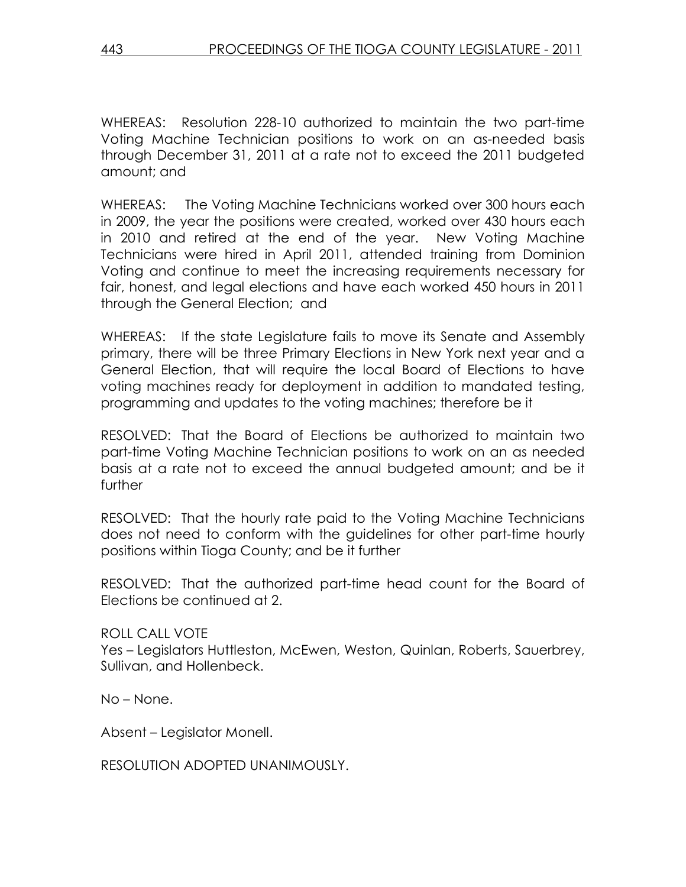WHEREAS: Resolution 228-10 authorized to maintain the two part-time Voting Machine Technician positions to work on an as-needed basis through December 31, 2011 at a rate not to exceed the 2011 budgeted amount; and

WHEREAS: The Voting Machine Technicians worked over 300 hours each in 2009, the year the positions were created, worked over 430 hours each in 2010 and retired at the end of the year. New Voting Machine Technicians were hired in April 2011, attended training from Dominion Voting and continue to meet the increasing requirements necessary for fair, honest, and legal elections and have each worked 450 hours in 2011 through the General Election; and

WHEREAS: If the state Legislature fails to move its Senate and Assembly primary, there will be three Primary Elections in New York next year and a General Election, that will require the local Board of Elections to have voting machines ready for deployment in addition to mandated testing, programming and updates to the voting machines; therefore be it

RESOLVED: That the Board of Elections be authorized to maintain two part-time Voting Machine Technician positions to work on an as needed basis at a rate not to exceed the annual budgeted amount; and be it further

RESOLVED: That the hourly rate paid to the Voting Machine Technicians does not need to conform with the guidelines for other part-time hourly positions within Tioga County; and be it further

RESOLVED: That the authorized part-time head count for the Board of Elections be continued at 2.

ROLL CALL VOTE
Yes – Legislators Huttleston, McEwen, Weston, Quinlan, Roberts, Sauerbrey, Sullivan, and Hollenbeck.

No – None.

Absent – Legislator Monell.

RESOLUTION ADOPTED UNANIMOUSLY.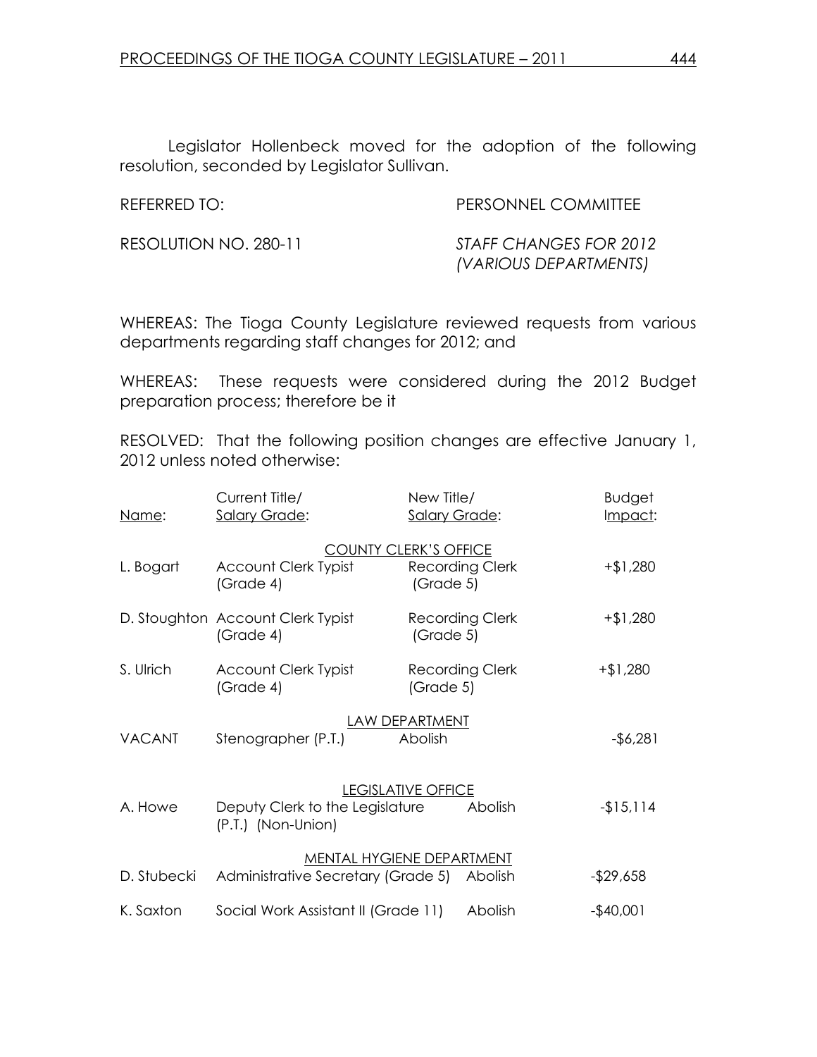Legislator Hollenbeck moved for the adoption of the following resolution, seconded by Legislator Sullivan.

REFERRED TO: PERSONNEL COMMITTEE

RESOLUTION NO. 280-11 *STAFF CHANGES FOR 2012 (VARIOUS DEPARTMENTS)*

WHEREAS: The Tioga County Legislature reviewed requests from various departments regarding staff changes for 2012; and

WHEREAS: These requests were considered during the 2012 Budget preparation process; therefore be it

RESOLVED: That the following position changes are effective January 1, 2012 unless noted otherwise:

| Name: | Current Title/ Salary Grade: | New Title/ Salary Grade: | Budget Impact: |
|---|---|---|---|
| | **COUNTY CLERK'S OFFICE** | | |
| L. Bogart | Account Clerk Typist (Grade 4) | Recording Clerk (Grade 5) | +$1,280 |
| D. Stoughton | Account Clerk Typist (Grade 4) | Recording Clerk (Grade 5) | +$1,280 |
| S. Ulrich | Account Clerk Typist (Grade 4) | Recording Clerk (Grade 5) | +$1,280 |
| | **LAW DEPARTMENT** | | |
| VACANT | Stenographer (P.T.) | Abolish | -$6,281 |
| | **LEGISLATIVE OFFICE** | | |
| A. Howe | Deputy Clerk to the Legislature (P.T.) (Non-Union) | Abolish | -$15,114 |
| | **MENTAL HYGIENE DEPARTMENT** | | |
| D. Stubecki | Administrative Secretary (Grade 5) | Abolish | -$29,658 |
| K. Saxton | Social Work Assistant II (Grade 11) | Abolish | -$40,001 |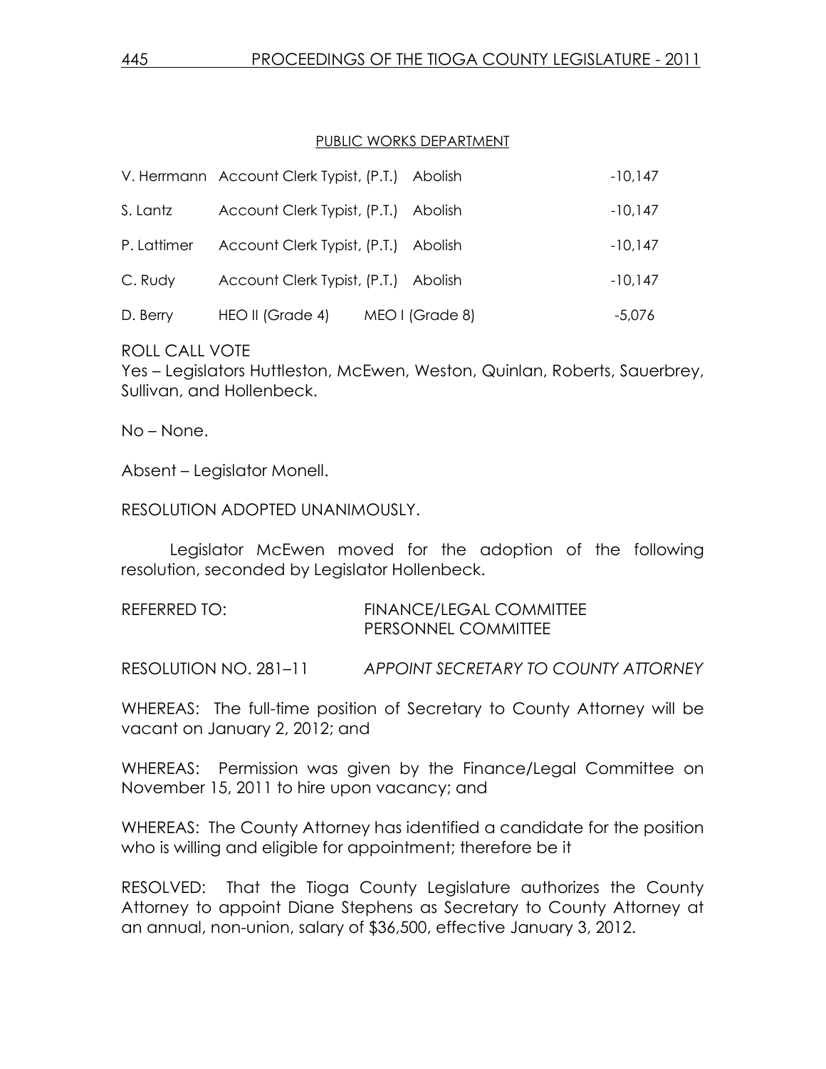PUBLIC WORKS DEPARTMENT

| | | | |
|---|---|---|---|
| V. Herrmann | Account Clerk Typist, (P.T.) | Abolish | -10,147 |
| S. Lantz | Account Clerk Typist, (P.T.) | Abolish | -10,147 |
| P. Lattimer | Account Clerk Typist, (P.T.) | Abolish | -10,147 |
| C. Rudy | Account Clerk Typist, (P.T.) | Abolish | -10,147 |
| D. Berry | HEO II (Grade 4) | MEO I (Grade 8) | -5,076 |

ROLL CALL VOTE
Yes – Legislators Huttleston, McEwen, Weston, Quinlan, Roberts, Sauerbrey, Sullivan, and Hollenbeck.

No – None.

Absent – Legislator Monell.

RESOLUTION ADOPTED UNANIMOUSLY.

Legislator McEwen moved for the adoption of the following resolution, seconded by Legislator Hollenbeck.

REFERRED TO: FINANCE/LEGAL COMMITTEE
PERSONNEL COMMITTEE

RESOLUTION NO. 281–11 *APPOINT SECRETARY TO COUNTY ATTORNEY*

WHEREAS: The full-time position of Secretary to County Attorney will be vacant on January 2, 2012; and

WHEREAS: Permission was given by the Finance/Legal Committee on November 15, 2011 to hire upon vacancy; and

WHEREAS: The County Attorney has identified a candidate for the position who is willing and eligible for appointment; therefore be it

RESOLVED: That the Tioga County Legislature authorizes the County Attorney to appoint Diane Stephens as Secretary to County Attorney at an annual, non-union, salary of $36,500, effective January 3, 2012.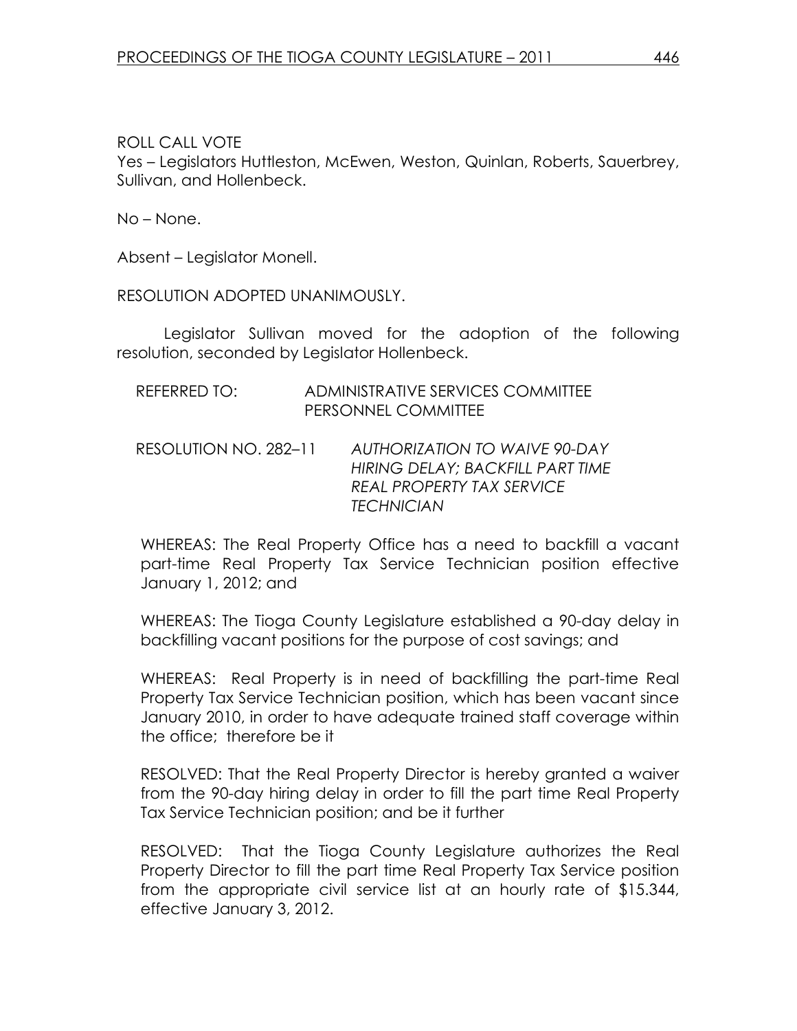ROLL CALL VOTE
Yes – Legislators Huttleston, McEwen, Weston, Quinlan, Roberts, Sauerbrey, Sullivan, and Hollenbeck.

No – None.

Absent – Legislator Monell.

RESOLUTION ADOPTED UNANIMOUSLY.

Legislator Sullivan moved for the adoption of the following resolution, seconded by Legislator Hollenbeck.

REFERRED TO: ADMINISTRATIVE SERVICES COMMITTEE
PERSONNEL COMMITTEE

RESOLUTION NO. 282–11 *AUTHORIZATION TO WAIVE 90-DAY HIRING DELAY; BACKFILL PART TIME REAL PROPERTY TAX SERVICE TECHNICIAN*

WHEREAS: The Real Property Office has a need to backfill a vacant part-time Real Property Tax Service Technician position effective January 1, 2012; and

WHEREAS: The Tioga County Legislature established a 90-day delay in backfilling vacant positions for the purpose of cost savings; and

WHEREAS: Real Property is in need of backfilling the part-time Real Property Tax Service Technician position, which has been vacant since January 2010, in order to have adequate trained staff coverage within the office; therefore be it

RESOLVED: That the Real Property Director is hereby granted a waiver from the 90-day hiring delay in order to fill the part time Real Property Tax Service Technician position; and be it further

RESOLVED: That the Tioga County Legislature authorizes the Real Property Director to fill the part time Real Property Tax Service position from the appropriate civil service list at an hourly rate of $15.344, effective January 3, 2012.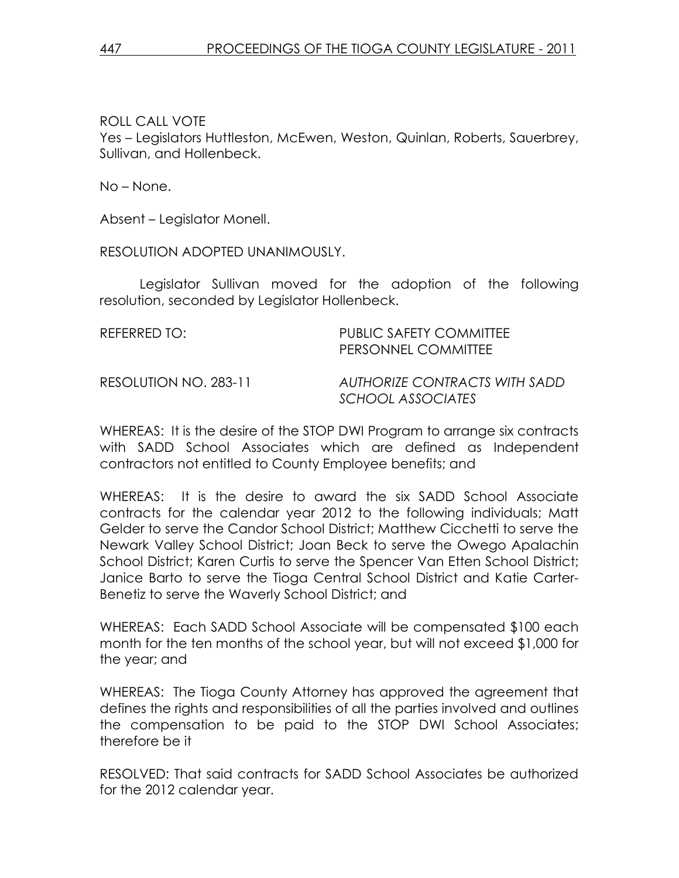ROLL CALL VOTE
Yes – Legislators Huttleston, McEwen, Weston, Quinlan, Roberts, Sauerbrey, Sullivan, and Hollenbeck.

No – None.

Absent – Legislator Monell.

RESOLUTION ADOPTED UNANIMOUSLY.

Legislator Sullivan moved for the adoption of the following resolution, seconded by Legislator Hollenbeck.

REFERRED TO: PUBLIC SAFETY COMMITTEE
PERSONNEL COMMITTEE

RESOLUTION NO. 283-11 *AUTHORIZE CONTRACTS WITH SADD SCHOOL ASSOCIATES*

WHEREAS: It is the desire of the STOP DWI Program to arrange six contracts with SADD School Associates which are defined as Independent contractors not entitled to County Employee benefits; and

WHEREAS: It is the desire to award the six SADD School Associate contracts for the calendar year 2012 to the following individuals; Matt Gelder to serve the Candor School District; Matthew Cicchetti to serve the Newark Valley School District; Joan Beck to serve the Owego Apalachin School District; Karen Curtis to serve the Spencer Van Etten School District; Janice Barto to serve the Tioga Central School District and Katie Carter-Benetiz to serve the Waverly School District; and

WHEREAS: Each SADD School Associate will be compensated $100 each month for the ten months of the school year, but will not exceed $1,000 for the year; and

WHEREAS: The Tioga County Attorney has approved the agreement that defines the rights and responsibilities of all the parties involved and outlines the compensation to be paid to the STOP DWI School Associates; therefore be it

RESOLVED: That said contracts for SADD School Associates be authorized for the 2012 calendar year.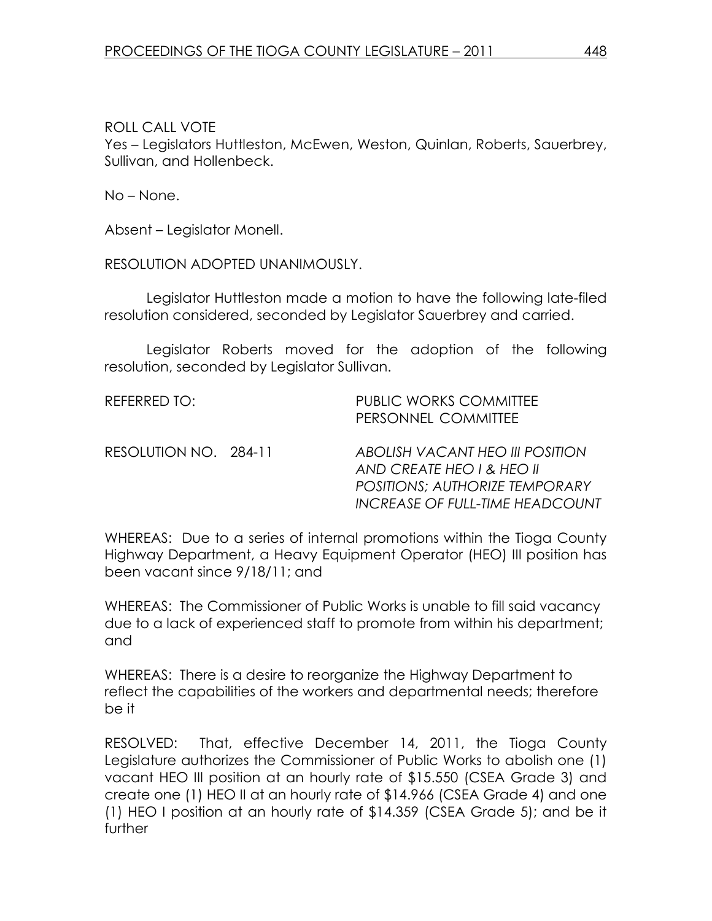ROLL CALL VOTE
Yes – Legislators Huttleston, McEwen, Weston, Quinlan, Roberts, Sauerbrey, Sullivan, and Hollenbeck.

No – None.

Absent – Legislator Monell.

RESOLUTION ADOPTED UNANIMOUSLY.

Legislator Huttleston made a motion to have the following late-filed resolution considered, seconded by Legislator Sauerbrey and carried.

Legislator Roberts moved for the adoption of the following resolution, seconded by Legislator Sullivan.

REFERRED TO: PUBLIC WORKS COMMITTEE
PERSONNEL COMMITTEE

RESOLUTION NO. 284-11 *ABOLISH VACANT HEO III POSITION AND CREATE HEO I & HEO II POSITIONS; AUTHORIZE TEMPORARY INCREASE OF FULL-TIME HEADCOUNT*

WHEREAS: Due to a series of internal promotions within the Tioga County Highway Department, a Heavy Equipment Operator (HEO) III position has been vacant since 9/18/11; and

WHEREAS: The Commissioner of Public Works is unable to fill said vacancy due to a lack of experienced staff to promote from within his department; and

WHEREAS: There is a desire to reorganize the Highway Department to reflect the capabilities of the workers and departmental needs; therefore be it

RESOLVED: That, effective December 14, 2011, the Tioga County Legislature authorizes the Commissioner of Public Works to abolish one (1) vacant HEO III position at an hourly rate of $15.550 (CSEA Grade 3) and create one (1) HEO II at an hourly rate of $14.966 (CSEA Grade 4) and one (1) HEO I position at an hourly rate of $14.359 (CSEA Grade 5); and be it further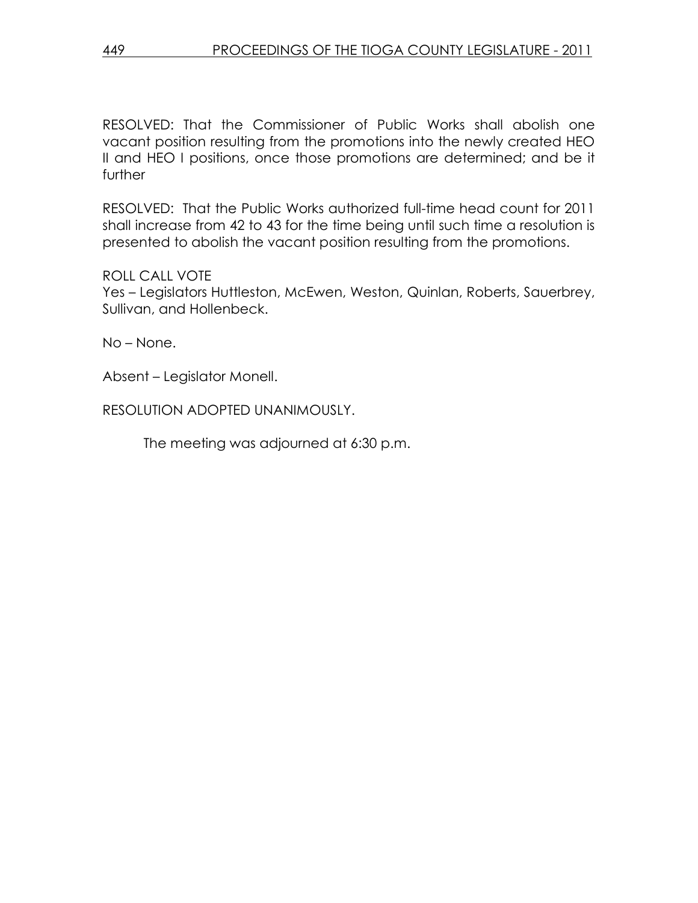RESOLVED: That the Commissioner of Public Works shall abolish one vacant position resulting from the promotions into the newly created HEO II and HEO I positions, once those promotions are determined; and be it further

RESOLVED: That the Public Works authorized full-time head count for 2011 shall increase from 42 to 43 for the time being until such time a resolution is presented to abolish the vacant position resulting from the promotions.

ROLL CALL VOTE
Yes – Legislators Huttleston, McEwen, Weston, Quinlan, Roberts, Sauerbrey, Sullivan, and Hollenbeck.

No – None.

Absent – Legislator Monell.

RESOLUTION ADOPTED UNANIMOUSLY.

The meeting was adjourned at 6:30 p.m.